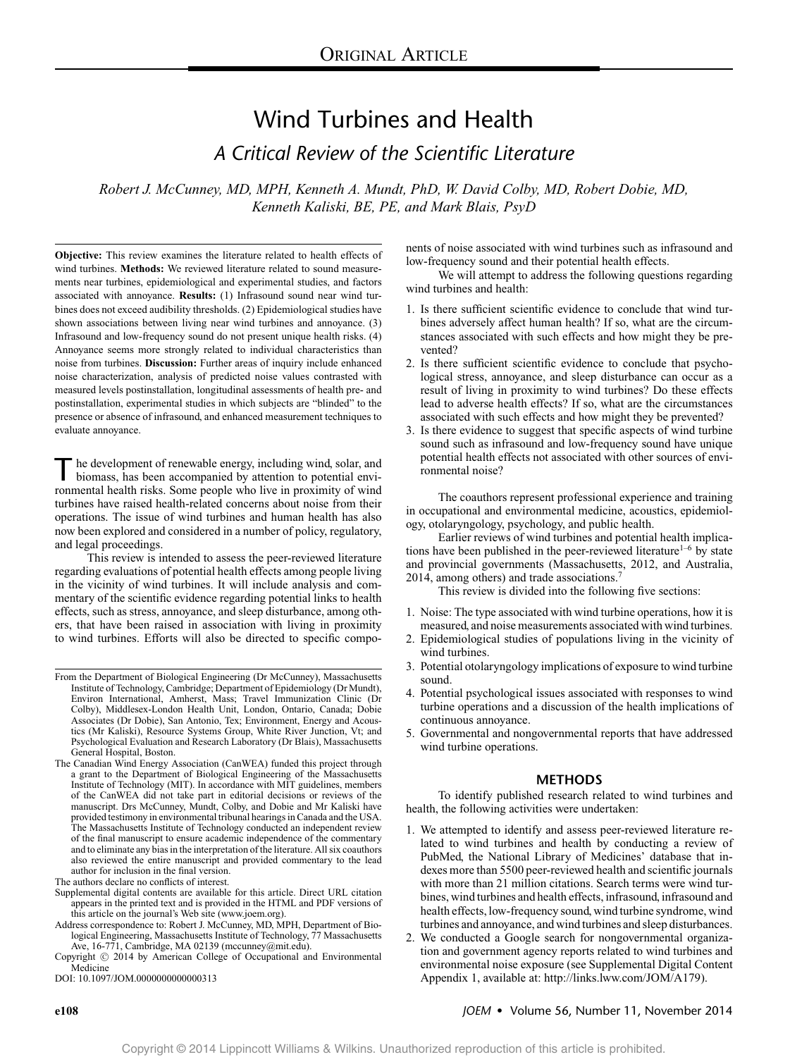# Wind Turbines and Health

## *A Critical Review of the Scientific Literature*

*Robert J. McCunney, MD, MPH, Kenneth A. Mundt, PhD, W. David Colby, MD, Robert Dobie, MD, Kenneth Kaliski, BE, PE, and Mark Blais, PsyD*

**Objective:** This review examines the literature related to health effects of wind turbines. **Methods:** We reviewed literature related to sound measurements near turbines, epidemiological and experimental studies, and factors associated with annoyance. **Results:** (1) Infrasound sound near wind turbines does not exceed audibility thresholds. (2) Epidemiological studies have shown associations between living near wind turbines and annoyance. (3) Infrasound and low-frequency sound do not present unique health risks. (4) Annoyance seems more strongly related to individual characteristics than noise from turbines. **Discussion:** Further areas of inquiry include enhanced noise characterization, analysis of predicted noise values contrasted with measured levels postinstallation, longitudinal assessments of health pre- and postinstallation, experimental studies in which subjects are "blinded" to the presence or absence of infrasound, and enhanced measurement techniques to evaluate annoyance.

The development of renewable energy, including wind, solar, and biomass, has been accompanied by attention to potential environmental health risks. Some people who live in proximity of wind turbines have raised health-related concerns about noise from their operations. The issue of wind turbines and human health has also now been explored and considered in a number of policy, regulatory, and legal proceedings.

This review is intended to assess the peer-reviewed literature regarding evaluations of potential health effects among people living in the vicinity of wind turbines. It will include analysis and commentary of the scientific evidence regarding potential links to health effects, such as stress, annoyance, and sleep disturbance, among others, that have been raised in association with living in proximity to wind turbines. Efforts will also be directed to specific components of noise associated with wind turbines such as infrasound and low-frequency sound and their potential health effects.

We will attempt to address the following questions regarding wind turbines and health:

1. Is there sufficient scientific evidence to conclude that wind turbines adversely affect human health? If so, what are the circumstances associated with such effects and how might they be prevented?
2. Is there sufficient scientific evidence to conclude that psychological stress, annoyance, and sleep disturbance can occur as a result of living in proximity to wind turbines? Do these effects lead to adverse health effects? If so, what are the circumstances associated with such effects and how might they be prevented?
3. Is there evidence to suggest that specific aspects of wind turbine sound such as infrasound and low-frequency sound have unique potential health effects not associated with other sources of environmental noise?

The coauthors represent professional experience and training in occupational and environmental medicine, acoustics, epidemiology, otolaryngology, psychology, and public health.

Earlier reviews of wind turbines and potential health implications have been published in the peer-reviewed literature[1–6] by state and provincial governments (Massachusetts, 2012, and Australia, 2014, among others) and trade associations.[7]

This review is divided into the following five sections:

1. Noise: The type associated with wind turbine operations, how it is measured, and noise measurements associated with wind turbines.
2. Epidemiological studies of populations living in the vicinity of wind turbines.
3. Potential otolaryngology implications of exposure to wind turbine sound.
4. Potential psychological issues associated with responses to wind turbine operations and a discussion of the health implications of continuous annoyance.
5. Governmental and nongovernmental reports that have addressed wind turbine operations.

## METHODS

To identify published research related to wind turbines and health, the following activities were undertaken:

1. We attempted to identify and assess peer-reviewed literature related to wind turbines and health by conducting a review of PubMed, the National Library of Medicines' database that indexes more than 5500 peer-reviewed health and scientific journals with more than 21 million citations. Search terms were wind turbines, wind turbines and health effects, infrasound, infrasound and health effects, low-frequency sound, wind turbine syndrome, wind turbines and annoyance, and wind turbines and sleep disturbances.
2. We conducted a Google search for nongovernmental organization and government agency reports related to wind turbines and environmental noise exposure (see Supplemental Digital Content Appendix 1, available at: http://links.lww.com/JOM/A179).

---

From the Department of Biological Engineering (Dr McCunney), Massachusetts Institute of Technology, Cambridge; Department of Epidemiology (Dr Mundt), Environ International, Amherst, Mass; Travel Immunization Clinic (Dr Colby), Middlesex-London Health Unit, London, Ontario, Canada; Dobie Associates (Dr Dobie), San Antonio, Tex; Environment, Energy and Acoustics (Mr Kaliski), Resource Systems Group, White River Junction, Vt; and Psychological Evaluation and Research Laboratory (Dr Blais), Massachusetts General Hospital, Boston.

The Canadian Wind Energy Association (CanWEA) funded this project through a grant to the Department of Biological Engineering of the Massachusetts Institute of Technology (MIT). In accordance with MIT guidelines, members of the CanWEA did not take part in editorial decisions or reviews of the manuscript. Drs McCunney, Mundt, Colby, and Dobie and Mr Kaliski have provided testimony in environmental tribunal hearings in Canada and the USA. The Massachusetts Institute of Technology conducted an independent review of the final manuscript to ensure academic independence of the commentary and to eliminate any bias in the interpretation of the literature. All six coauthors also reviewed the entire manuscript and provided commentary to the lead author for inclusion in the final version.

The authors declare no conflicts of interest.

Supplemental digital contents are available for this article. Direct URL citation appears in the printed text and is provided in the HTML and PDF versions of this article on the journal's Web site (www.joem.org).

Address correspondence to: Robert J. McCunney, MD, MPH, Department of Biological Engineering, Massachusetts Institute of Technology, 77 Massachusetts Ave, 16-771, Cambridge, MA 02139 (mccunney@mit.edu).

Copyright © 2014 by American College of Occupational and Environmental Medicine

DOI: 10.1097/JOM.0000000000000313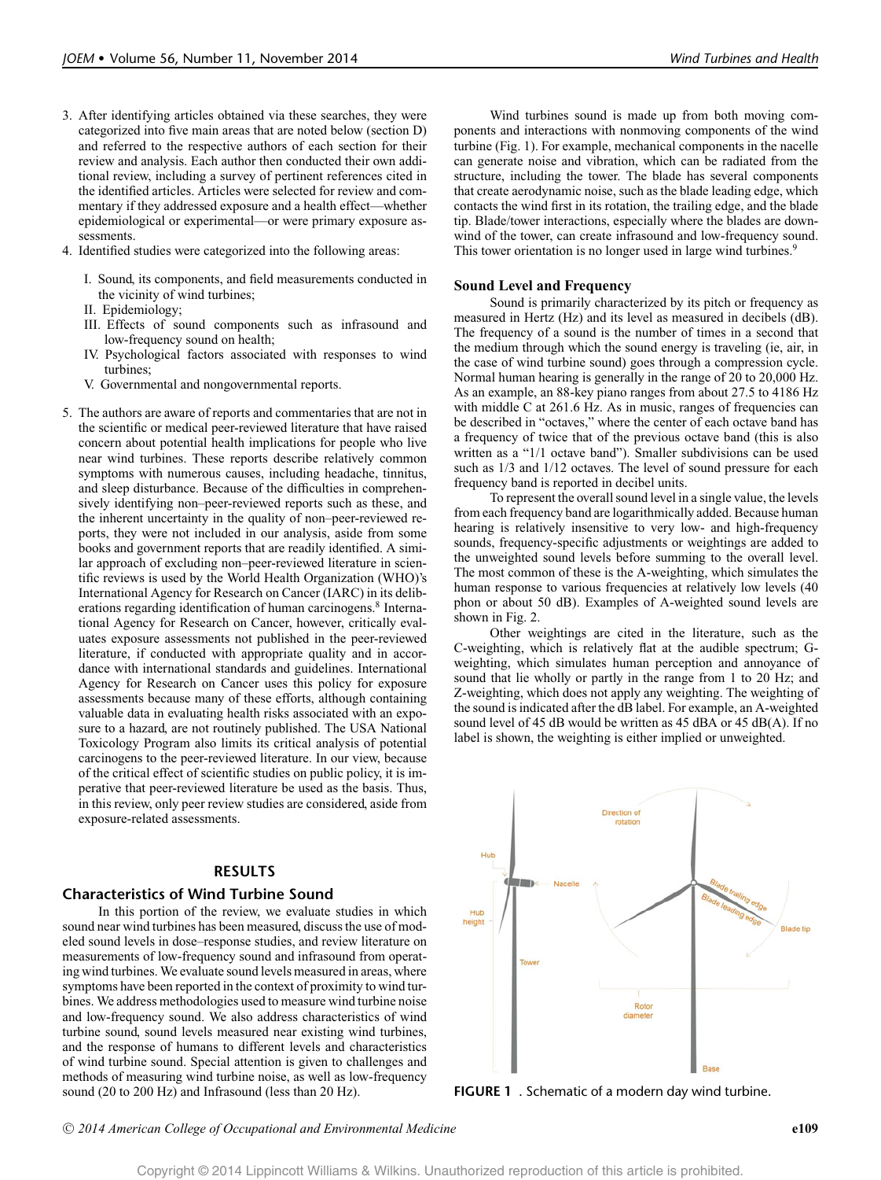3. After identifying articles obtained via these searches, they were categorized into five main areas that are noted below (section D) and referred to the respective authors of each section for their review and analysis. Each author then conducted their own additional review, including a survey of pertinent references cited in the identified articles. Articles were selected for review and commentary if they addressed exposure and a health effect—whether epidemiological or experimental—or were primary exposure assessments.
4. Identified studies were categorized into the following areas:

   I. Sound, its components, and field measurements conducted in the vicinity of wind turbines;
   II. Epidemiology;
   III. Effects of sound components such as infrasound and low-frequency sound on health;
   IV. Psychological factors associated with responses to wind turbines;
   V. Governmental and nongovernmental reports.

5. The authors are aware of reports and commentaries that are not in the scientific or medical peer-reviewed literature that have raised concern about potential health implications for people who live near wind turbines. These reports describe relatively common symptoms with numerous causes, including headache, tinnitus, and sleep disturbance. Because of the difficulties in comprehensively identifying non–peer-reviewed reports such as these, and the inherent uncertainty in the quality of non–peer-reviewed reports, they were not included in our analysis, aside from some books and government reports that are readily identified. A similar approach of excluding non–peer-reviewed literature in scientific reviews is used by the World Health Organization (WHO)'s International Agency for Research on Cancer (IARC) in its deliberations regarding identification of human carcinogens.[8] International Agency for Research on Cancer, however, critically evaluates exposure assessments not published in the peer-reviewed literature, if conducted with appropriate quality and in accordance with international standards and guidelines. International Agency for Research on Cancer uses this policy for exposure assessments because many of these efforts, although containing valuable data in evaluating health risks associated with an exposure to a hazard, are not routinely published. The USA National Toxicology Program also limits its critical analysis of potential carcinogens to the peer-reviewed literature. In our view, because of the critical effect of scientific studies on public policy, it is imperative that peer-reviewed literature be used as the basis. Thus, in this review, only peer review studies are considered, aside from exposure-related assessments.

## RESULTS

### Characteristics of Wind Turbine Sound

In this portion of the review, we evaluate studies in which sound near wind turbines has been measured, discuss the use of modeled sound levels in dose–response studies, and review literature on measurements of low-frequency sound and infrasound from operating wind turbines. We evaluate sound levels measured in areas, where symptoms have been reported in the context of proximity to wind turbines. We address methodologies used to measure wind turbine noise and low-frequency sound. We also address characteristics of wind turbine sound, sound levels measured near existing wind turbines, and the response of humans to different levels and characteristics of wind turbine sound. Special attention is given to challenges and methods of measuring wind turbine noise, as well as low-frequency sound (20 to 200 Hz) and Infrasound (less than 20 Hz).

Wind turbines sound is made up from both moving components and interactions with nonmoving components of the wind turbine (Fig. 1). For example, mechanical components in the nacelle can generate noise and vibration, which can be radiated from the structure, including the tower. The blade has several components that create aerodynamic noise, such as the blade leading edge, which contacts the wind first in its rotation, the trailing edge, and the blade tip. Blade/tower interactions, especially where the blades are downwind of the tower, can create infrasound and low-frequency sound. This tower orientation is no longer used in large wind turbines.[9]

### Sound Level and Frequency

Sound is primarily characterized by its pitch or frequency as measured in Hertz (Hz) and its level as measured in decibels (dB). The frequency of a sound is the number of times in a second that the medium through which the sound energy is traveling (ie, air, in the case of wind turbine sound) goes through a compression cycle. Normal human hearing is generally in the range of 20 to 20,000 Hz. As an example, an 88-key piano ranges from about 27.5 to 4186 Hz with middle C at 261.6 Hz. As in music, ranges of frequencies can be described in "octaves," where the center of each octave band has a frequency of twice that of the previous octave band (this is also written as a "1/1 octave band"). Smaller subdivisions can be used such as 1/3 and 1/12 octaves. The level of sound pressure for each frequency band is reported in decibel units.

To represent the overall sound level in a single value, the levels from each frequency band are logarithmically added. Because human hearing is relatively insensitive to very low- and high-frequency sounds, frequency-specific adjustments or weightings are added to the unweighted sound levels before summing to the overall level. The most common of these is the A-weighting, which simulates the human response to various frequencies at relatively low levels (40 phon or about 50 dB). Examples of A-weighted sound levels are shown in Fig. 2.

Other weightings are cited in the literature, such as the C-weighting, which is relatively flat at the audible spectrum; G-weighting, which simulates human perception and annoyance of sound that lie wholly or partly in the range from 1 to 20 Hz; and Z-weighting, which does not apply any weighting. The weighting of the sound is indicated after the dB label. For example, an A-weighted sound level of 45 dB would be written as 45 dBA or 45 dB(A). If no label is shown, the weighting is either implied or unweighted.

FIGURE 1 . Schematic of a modern day wind turbine.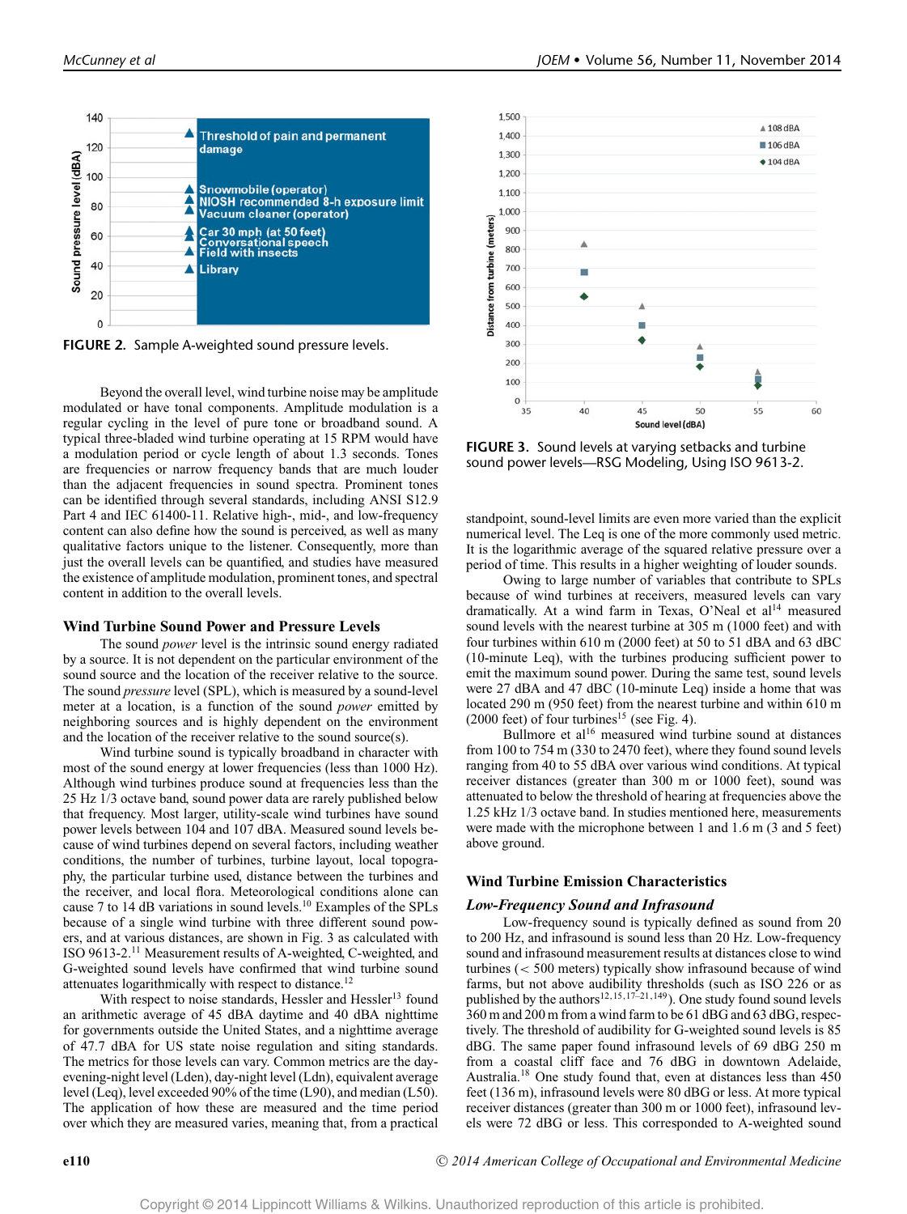FIGURE 2. Sample A-weighted sound pressure levels.

FIGURE 3. Sound levels at varying setbacks and turbine sound power levels—RSG Modeling, Using ISO 9613-2.

Beyond the overall level, wind turbine noise may be amplitude modulated or have tonal components. Amplitude modulation is a regular cycling in the level of pure tone or broadband sound. A typical three-bladed wind turbine operating at 15 RPM would have a modulation period or cycle length of about 1.3 seconds. Tones are frequencies or narrow frequency bands that are much louder than the adjacent frequencies in sound spectra. Prominent tones can be identified through several standards, including ANSI S12.9 Part 4 and IEC 61400-11. Relative high-, mid-, and low-frequency content can also define how the sound is perceived, as well as many qualitative factors unique to the listener. Consequently, more than just the overall levels can be quantified, and studies have measured the existence of amplitude modulation, prominent tones, and spectral content in addition to the overall levels.

### Wind Turbine Sound Power and Pressure Levels

The sound *power* level is the intrinsic sound energy radiated by a source. It is not dependent on the particular environment of the sound source and the location of the receiver relative to the source. The sound *pressure* level (SPL), which is measured by a sound-level meter at a location, is a function of the sound *power* emitted by neighboring sources and is highly dependent on the environment and the location of the receiver relative to the sound source(s).

Wind turbine sound is typically broadband in character with most of the sound energy at lower frequencies (less than 1000 Hz). Although wind turbines produce sound at frequencies less than the 25 Hz 1/3 octave band, sound power data are rarely published below that frequency. Most larger, utility-scale wind turbines have sound power levels between 104 and 107 dBA. Measured sound levels because of wind turbines depend on several factors, including weather conditions, the number of turbines, turbine layout, local topography, the particular turbine used, distance between the turbines and the receiver, and local flora. Meteorological conditions alone can cause 7 to 14 dB variations in sound levels.[10] Examples of the SPLs because of a single wind turbine with three different sound powers, and at various distances, are shown in Fig. 3 as calculated with ISO 9613-2.[11] Measurement results of A-weighted, C-weighted, and G-weighted sound levels have confirmed that wind turbine sound attenuates logarithmically with respect to distance.[12]

With respect to noise standards, Hessler and Hessler[13] found an arithmetic average of 45 dBA daytime and 40 dBA nighttime for governments outside the United States, and a nighttime average of 47.7 dBA for US state noise regulation and siting standards. The metrics for those levels can vary. Common metrics are the day-evening-night level (Lden), day-night level (Ldn), equivalent average level (Leq), level exceeded 90% of the time (L90), and median (L50). The application of how these are measured and the time period over which they are measured varies, meaning that, from a practical standpoint, sound-level limits are even more varied than the explicit numerical level. The Leq is one of the more commonly used metric. It is the logarithmic average of the squared relative pressure over a period of time. This results in a higher weighting of louder sounds.

Owing to large number of variables that contribute to SPLs because of wind turbines at receivers, measured levels can vary dramatically. At a wind farm in Texas, O'Neal et al[14] measured sound levels with the nearest turbine at 305 m (1000 feet) and with four turbines within 610 m (2000 feet) at 50 to 51 dBA and 63 dBC (10-minute Leq), with the turbines producing sufficient power to emit the maximum sound power. During the same test, sound levels were 27 dBA and 47 dBC (10-minute Leq) inside a home that was located 290 m (950 feet) from the nearest turbine and within 610 m (2000 feet) of four turbines[15] (see Fig. 4).

Bullmore et al[16] measured wind turbine sound at distances from 100 to 754 m (330 to 2470 feet), where they found sound levels ranging from 40 to 55 dBA over various wind conditions. At typical receiver distances (greater than 300 m or 1000 feet), sound was attenuated to below the threshold of hearing at frequencies above the 1.25 kHz 1/3 octave band. In studies mentioned here, measurements were made with the microphone between 1 and 1.6 m (3 and 5 feet) above ground.

### Wind Turbine Emission Characteristics

#### *Low-Frequency Sound and Infrasound*

Low-frequency sound is typically defined as sound from 20 to 200 Hz, and infrasound is sound less than 20 Hz. Low-frequency sound and infrasound measurement results at distances close to wind turbines (< 500 meters) typically show infrasound because of wind farms, but not above audibility thresholds (such as ISO 226 or as published by the authors[12,15,17–21,149]). One study found sound levels 360 m and 200 m from a wind farm to be 61 dBG and 63 dBG, respectively. The threshold of audibility for G-weighted sound levels is 85 dBG. The same paper found infrasound levels of 69 dBG 250 m from a coastal cliff face and 76 dBG in downtown Adelaide, Australia.[18] One study found that, even at distances less than 450 feet (136 m), infrasound levels were 80 dBG or less. At more typical receiver distances (greater than 300 m or 1000 feet), infrasound levels were 72 dBG or less. This corresponded to A-weighted sound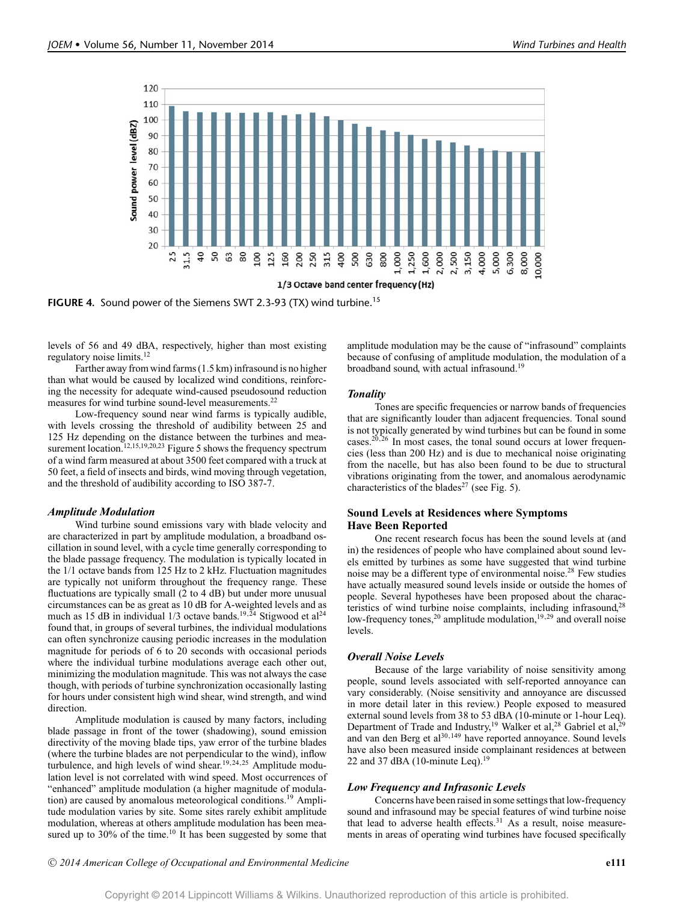FIGURE 4. Sound power of the Siemens SWT 2.3-93 (TX) wind turbine.[15]

levels of 56 and 49 dBA, respectively, higher than most existing regulatory noise limits.[12]

Farther away from wind farms (1.5 km) infrasound is no higher than what would be caused by localized wind conditions, reinforcing the necessity for adequate wind-caused pseudosound reduction measures for wind turbine sound-level measurements.[22]

Low-frequency sound near wind farms is typically audible, with levels crossing the threshold of audibility between 25 and 125 Hz depending on the distance between the turbines and measurement location.[12,15,19,20,23] Figure 5 shows the frequency spectrum of a wind farm measured at about 3500 feet compared with a truck at 50 feet, a field of insects and birds, wind moving through vegetation, and the threshold of audibility according to ISO 387-7.

### *Amplitude Modulation*

Wind turbine sound emissions vary with blade velocity and are characterized in part by amplitude modulation, a broadband oscillation in sound level, with a cycle time generally corresponding to the blade passage frequency. The modulation is typically located in the 1/1 octave bands from 125 Hz to 2 kHz. Fluctuation magnitudes are typically not uniform throughout the frequency range. These fluctuations are typically small (2 to 4 dB) but under more unusual circumstances can be as great as 10 dB for A-weighted levels and as much as 15 dB in individual 1/3 octave bands.[19,24] Stigwood et al[24] found that, in groups of several turbines, the individual modulations can often synchronize causing periodic increases in the modulation magnitude for periods of 6 to 20 seconds with occasional periods where the individual turbine modulations average each other out, minimizing the modulation magnitude. This was not always the case though, with periods of turbine synchronization occasionally lasting for hours under consistent high wind shear, wind strength, and wind direction.

Amplitude modulation is caused by many factors, including blade passage in front of the tower (shadowing), sound emission directivity of the moving blade tips, yaw error of the turbine blades (where the turbine blades are not perpendicular to the wind), inflow turbulence, and high levels of wind shear.[19,24,25] Amplitude modulation level is not correlated with wind speed. Most occurrences of "enhanced" amplitude modulation (a higher magnitude of modulation) are caused by anomalous meteorological conditions.[19] Amplitude modulation varies by site. Some sites rarely exhibit amplitude modulation, whereas at others amplitude modulation has been measured up to 30% of the time.[10] It has been suggested by some that amplitude modulation may be the cause of "infrasound" complaints because of confusing of amplitude modulation, the modulation of a broadband sound, with actual infrasound.[19]

### *Tonality*

Tones are specific frequencies or narrow bands of frequencies that are significantly louder than adjacent frequencies. Tonal sound is not typically generated by wind turbines but can be found in some cases.[20,26] In most cases, the tonal sound occurs at lower frequencies (less than 200 Hz) and is due to mechanical noise originating from the nacelle, but has also been found to be due to structural vibrations originating from the tower, and anomalous aerodynamic characteristics of the blades[27] (see Fig. 5).

## Sound Levels at Residences where Symptoms Have Been Reported

One recent research focus has been the sound levels at (and in) the residences of people who have complained about sound levels emitted by turbines as some have suggested that wind turbine noise may be a different type of environmental noise.[28] Few studies have actually measured sound levels inside or outside the homes of people. Several hypotheses have been proposed about the characteristics of wind turbine noise complaints, including infrasound,[28] low-frequency tones,[20] amplitude modulation,[19,29] and overall noise levels.

### *Overall Noise Levels*

Because of the large variability of noise sensitivity among people, sound levels associated with self-reported annoyance can vary considerably. (Noise sensitivity and annoyance are discussed in more detail later in this review.) People exposed to measured external sound levels from 38 to 53 dBA (10-minute or 1-hour Leq). Department of Trade and Industry,[19] Walker et al,[28] Gabriel et al,[29] and van den Berg et al[30,149] have reported annoyance. Sound levels have also been measured inside complainant residences at between 22 and 37 dBA (10-minute Leq).[19]

### *Low Frequency and Infrasonic Levels*

Concerns have been raised in some settings that low-frequency sound and infrasound may be special features of wind turbine noise that lead to adverse health effects.[31] As a result, noise measurements in areas of operating wind turbines have focused specifically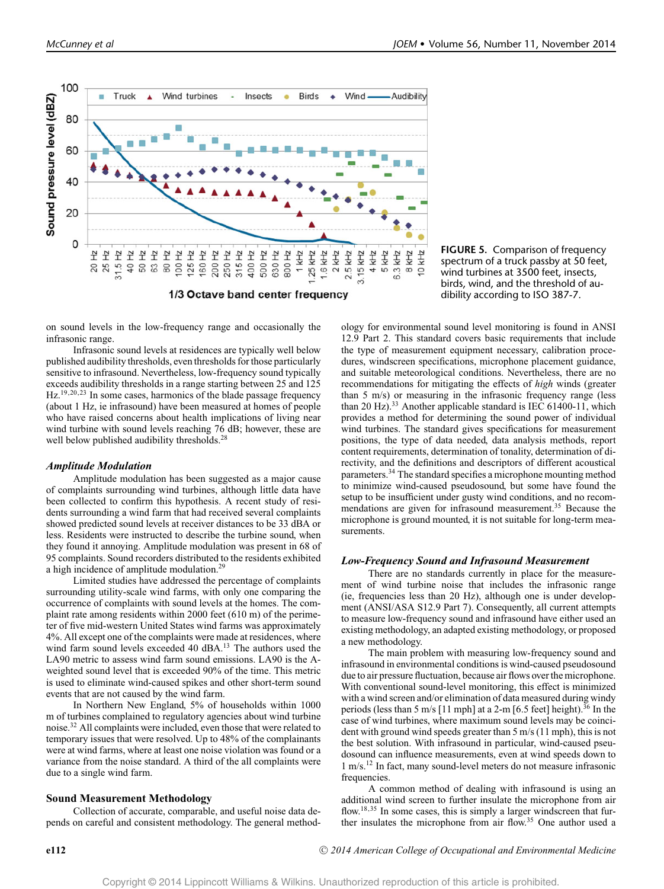FIGURE 5. Comparison of frequency spectrum of a truck passby at 50 feet, wind turbines at 3500 feet, insects, birds, wind, and the threshold of audibility according to ISO 387-7.

on sound levels in the low-frequency range and occasionally the infrasonic range.

Infrasonic sound levels at residences are typically well below published audibility thresholds, even thresholds for those particularly sensitive to infrasound. Nevertheless, low-frequency sound typically exceeds audibility thresholds in a range starting between 25 and 125 Hz.[19,20,23] In some cases, harmonics of the blade passage frequency (about 1 Hz, ie infrasound) have been measured at homes of people who have raised concerns about health implications of living near wind turbine with sound levels reaching 76 dB; however, these are well below published audibility thresholds.[28]

### *Amplitude Modulation*

Amplitude modulation has been suggested as a major cause of complaints surrounding wind turbines, although little data have been collected to confirm this hypothesis. A recent study of residents surrounding a wind farm that had received several complaints showed predicted sound levels at receiver distances to be 33 dBA or less. Residents were instructed to describe the turbine sound, when they found it annoying. Amplitude modulation was present in 68 of 95 complaints. Sound recorders distributed to the residents exhibited a high incidence of amplitude modulation.[29]

Limited studies have addressed the percentage of complaints surrounding utility-scale wind farms, with only one comparing the occurrence of complaints with sound levels at the homes. The complaint rate among residents within 2000 feet (610 m) of the perimeter of five mid-western United States wind farms was approximately 4%. All except one of the complaints were made at residences, where wind farm sound levels exceeded 40 dBA.[13] The authors used the LA90 metric to assess wind farm sound emissions. LA90 is the A-weighted sound level that is exceeded 90% of the time. This metric is used to eliminate wind-caused spikes and other short-term sound events that are not caused by the wind farm.

In Northern New England, 5% of households within 1000 m of turbines complained to regulatory agencies about wind turbine noise.[32] All complaints were included, even those that were related to temporary issues that were resolved. Up to 48% of the complainants were at wind farms, where at least one noise violation was found or a variance from the noise standard. A third of the all complaints were due to a single wind farm.

## Sound Measurement Methodology

Collection of accurate, comparable, and useful noise data depends on careful and consistent methodology. The general methodology for environmental sound level monitoring is found in ANSI 12.9 Part 2. This standard covers basic requirements that include the type of measurement equipment necessary, calibration procedures, windscreen specifications, microphone placement guidance, and suitable meteorological conditions. Nevertheless, there are no recommendations for mitigating the effects of *high* winds (greater than 5 m/s) or measuring in the infrasonic frequency range (less than 20 Hz).[33] Another applicable standard is IEC 61400-11, which provides a method for determining the sound power of individual wind turbines. The standard gives specifications for measurement positions, the type of data needed, data analysis methods, report content requirements, determination of tonality, determination of directivity, and the definitions and descriptors of different acoustical parameters.[34] The standard specifies a microphone mounting method to minimize wind-caused pseudosound, but some have found the setup to be insufficient under gusty wind conditions, and no recommendations are given for infrasound measurement.[35] Because the microphone is ground mounted, it is not suitable for long-term measurements.

### *Low-Frequency Sound and Infrasound Measurement*

There are no standards currently in place for the measurement of wind turbine noise that includes the infrasonic range (ie, frequencies less than 20 Hz), although one is under development (ANSI/ASA S12.9 Part 7). Consequently, all current attempts to measure low-frequency sound and infrasound have either used an existing methodology, an adapted existing methodology, or proposed a new methodology.

The main problem with measuring low-frequency sound and infrasound in environmental conditions is wind-caused pseudosound due to air pressure fluctuation, because air flows over the microphone. With conventional sound-level monitoring, this effect is minimized with a wind screen and/or elimination of data measured during windy periods (less than 5 m/s [11 mph] at a 2-m [6.5 feet] height).[36] In the case of wind turbines, where maximum sound levels may be coincident with ground wind speeds greater than 5 m/s (11 mph), this is not the best solution. With infrasound in particular, wind-caused pseudosound can influence measurements, even at wind speeds down to 1 m/s.[12] In fact, many sound-level meters do not measure infrasonic frequencies.

A common method of dealing with infrasound is using an additional wind screen to further insulate the microphone from air flow.[18,35] In some cases, this is simply a larger windscreen that further insulates the microphone from air flow.[35] One author used a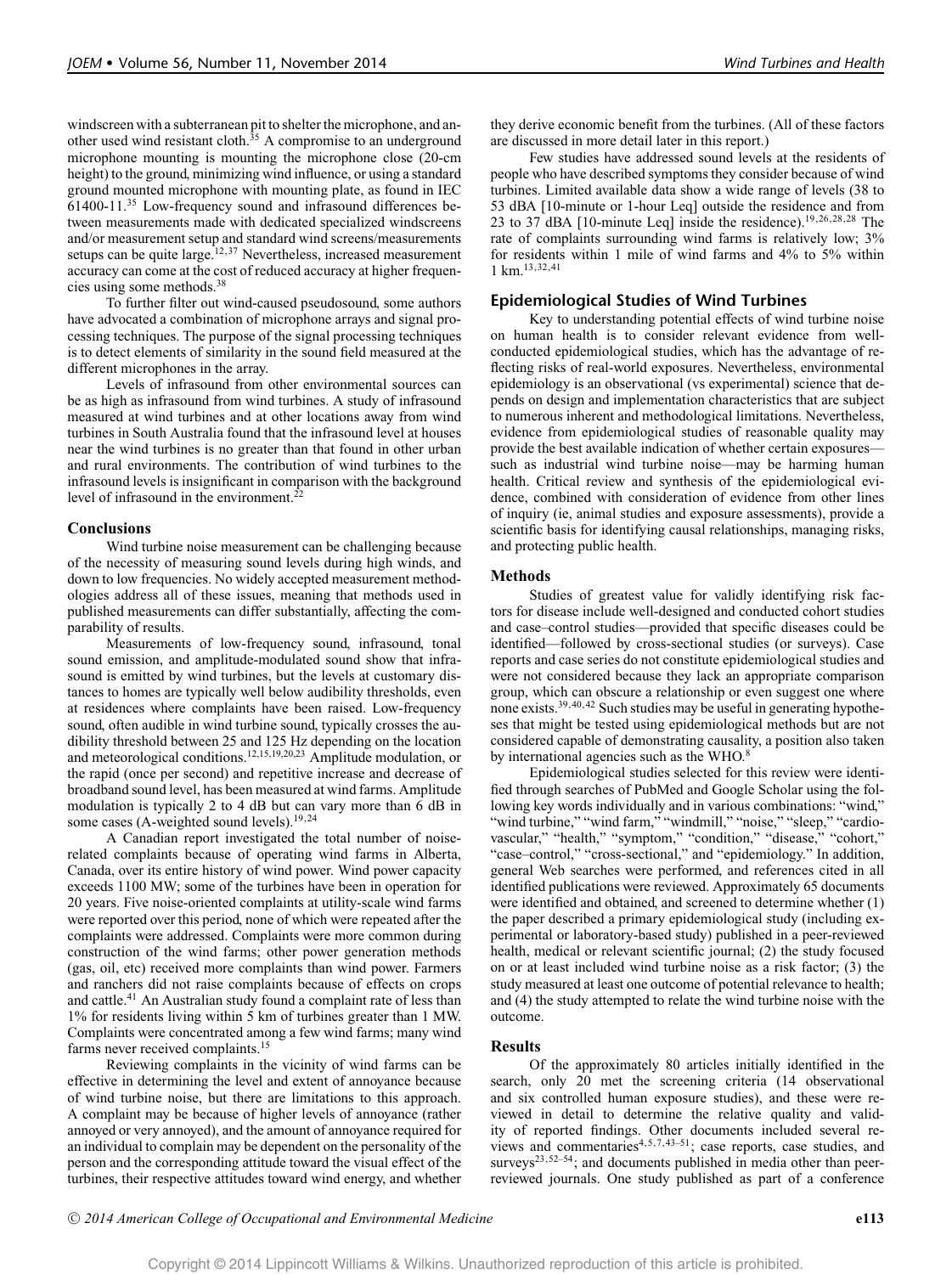windscreen with a subterranean pit to shelter the microphone, and another used wind resistant cloth.[35] A compromise to an underground microphone mounting is mounting the microphone close (20-cm height) to the ground, minimizing wind influence, or using a standard ground mounted microphone with mounting plate, as found in IEC 61400-11.[35] Low-frequency sound and infrasound differences between measurements made with dedicated specialized windscreens and/or measurement setup and standard wind screens/measurements setups can be quite large.[12,37] Nevertheless, increased measurement accuracy can come at the cost of reduced accuracy at higher frequencies using some methods.[38]

To further filter out wind-caused pseudosound, some authors have advocated a combination of microphone arrays and signal processing techniques. The purpose of the signal processing techniques is to detect elements of similarity in the sound field measured at the different microphones in the array.

Levels of infrasound from other environmental sources can be as high as infrasound from wind turbines. A study of infrasound measured at wind turbines and at other locations away from wind turbines in South Australia found that the infrasound level at houses near the wind turbines is no greater than that found in other urban and rural environments. The contribution of wind turbines to the infrasound levels is insignificant in comparison with the background level of infrasound in the environment.[22]

### Conclusions

Wind turbine noise measurement can be challenging because of the necessity of measuring sound levels during high winds, and down to low frequencies. No widely accepted measurement methodologies address all of these issues, meaning that methods used in published measurements can differ substantially, affecting the comparability of results.

Measurements of low-frequency sound, infrasound, tonal sound emission, and amplitude-modulated sound show that infrasound is emitted by wind turbines, but the levels at customary distances to homes are typically well below audibility thresholds, even at residences where complaints have been raised. Low-frequency sound, often audible in wind turbine sound, typically crosses the audibility threshold between 25 and 125 Hz depending on the location and meteorological conditions.[12,15,19,20,23] Amplitude modulation, or the rapid (once per second) and repetitive increase and decrease of broadband sound level, has been measured at wind farms. Amplitude modulation is typically 2 to 4 dB but can vary more than 6 dB in some cases (A-weighted sound levels).[19,24]

A Canadian report investigated the total number of noise-related complaints because of operating wind farms in Alberta, Canada, over its entire history of wind power. Wind power capacity exceeds 1100 MW; some of the turbines have been in operation for 20 years. Five noise-oriented complaints at utility-scale wind farms were reported over this period, none of which were repeated after the complaints were addressed. Complaints were more common during construction of the wind farms; other power generation methods (gas, oil, etc) received more complaints than wind power. Farmers and ranchers did not raise complaints because of effects on crops and cattle.[41] An Australian study found a complaint rate of less than 1% for residents living within 5 km of turbines greater than 1 MW. Complaints were concentrated among a few wind farms; many wind farms never received complaints.[15]

Reviewing complaints in the vicinity of wind farms can be effective in determining the level and extent of annoyance because of wind turbine noise, but there are limitations to this approach. A complaint may be because of higher levels of annoyance (rather annoyed or very annoyed), and the amount of annoyance required for an individual to complain may be dependent on the personality of the person and the corresponding attitude toward the visual effect of the turbines, their respective attitudes toward wind energy, and whether they derive economic benefit from the turbines. (All of these factors are discussed in more detail later in this report.)

Few studies have addressed sound levels at the residents of people who have described symptoms they consider because of wind turbines. Limited available data show a wide range of levels (38 to 53 dBA [10-minute or 1-hour Leq] outside the residence and from 23 to 37 dBA [10-minute Leq] inside the residence).[19,26,28,28] The rate of complaints surrounding wind farms is relatively low; 3% for residents within 1 mile of wind farms and 4% to 5% within 1 km.[13,32,41]

## Epidemiological Studies of Wind Turbines

Key to understanding potential effects of wind turbine noise on human health is to consider relevant evidence from well-conducted epidemiological studies, which has the advantage of reflecting risks of real-world exposures. Nevertheless, environmental epidemiology is an observational (vs experimental) science that depends on design and implementation characteristics that are subject to numerous inherent and methodological limitations. Nevertheless, evidence from epidemiological studies of reasonable quality may provide the best available indication of whether certain exposures—such as industrial wind turbine noise—may be harming human health. Critical review and synthesis of the epidemiological evidence, combined with consideration of evidence from other lines of inquiry (ie, animal studies and exposure assessments), provide a scientific basis for identifying causal relationships, managing risks, and protecting public health.

### Methods

Studies of greatest value for validly identifying risk factors for disease include well-designed and conducted cohort studies and case–control studies—provided that specific diseases could be identified—followed by cross-sectional studies (or surveys). Case reports and case series do not constitute epidemiological studies and were not considered because they lack an appropriate comparison group, which can obscure a relationship or even suggest one where none exists.[39,40,42] Such studies may be useful in generating hypotheses that might be tested using epidemiological methods but are not considered capable of demonstrating causality, a position also taken by international agencies such as the WHO.[8]

Epidemiological studies selected for this review were identified through searches of PubMed and Google Scholar using the following key words individually and in various combinations: "wind," "wind turbine," "wind farm," "windmill," "noise," "sleep," "cardiovascular," "health," "symptom," "condition," "disease," "cohort," "case–control," "cross-sectional," and "epidemiology." In addition, general Web searches were performed, and references cited in all identified publications were reviewed. Approximately 65 documents were identified and obtained, and screened to determine whether (1) the paper described a primary epidemiological study (including experimental or laboratory-based study) published in a peer-reviewed health, medical or relevant scientific journal; (2) the study focused on or at least included wind turbine noise as a risk factor; (3) the study measured at least one outcome of potential relevance to health; and (4) the study attempted to relate the wind turbine noise with the outcome.

### Results

Of the approximately 80 articles initially identified in the search, only 20 met the screening criteria (14 observational and six controlled human exposure studies), and these were reviewed in detail to determine the relative quality and validity of reported findings. Other documents included several reviews and commentaries[4,5,7,43–51]; case reports, case studies, and surveys[23,52–54]; and documents published in media other than peer-reviewed journals. One study published as part of a conference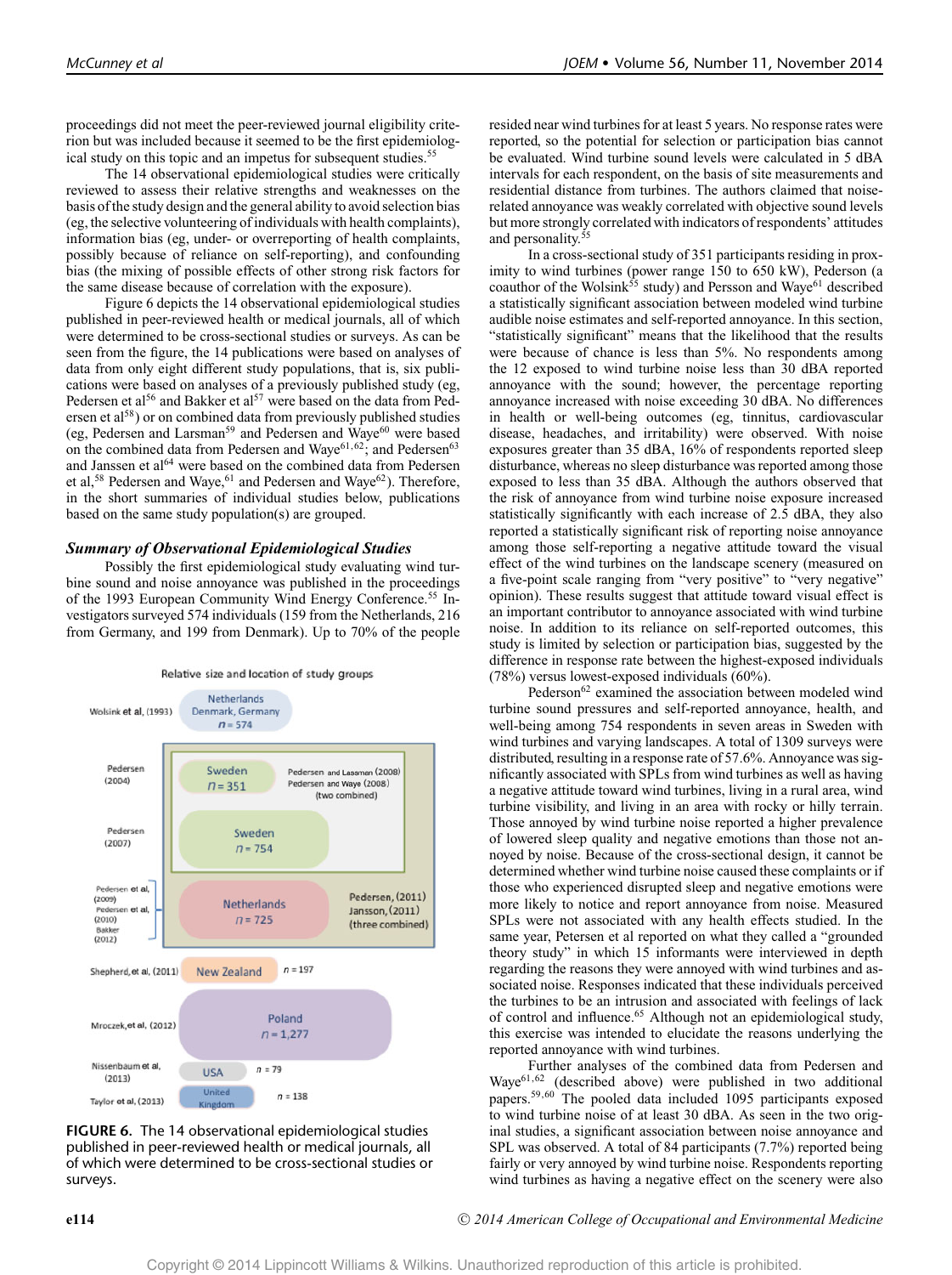proceedings did not meet the peer-reviewed journal eligibility criterion but was included because it seemed to be the first epidemiological study on this topic and an impetus for subsequent studies.[55]

The 14 observational epidemiological studies were critically reviewed to assess their relative strengths and weaknesses on the basis of the study design and the general ability to avoid selection bias (eg, the selective volunteering of individuals with health complaints), information bias (eg, under- or overreporting of health complaints, possibly because of reliance on self-reporting), and confounding bias (the mixing of possible effects of other strong risk factors for the same disease because of correlation with the exposure).

Figure 6 depicts the 14 observational epidemiological studies published in peer-reviewed health or medical journals, all of which were determined to be cross-sectional studies or surveys. As can be seen from the figure, the 14 publications were based on analyses of data from only eight different study populations, that is, six publications were based on analyses of a previously published study (eg, Pedersen et al[56] and Bakker et al[57] were based on the data from Pedersen et al[58]) or on combined data from previously published studies (eg, Pedersen and Larsman[59] and Pedersen and Waye[60] were based on the combined data from Pedersen and Waye[61,62]; and Pedersen[63] and Janssen et al[64] were based on the combined data from Pedersen et al,[58] Pedersen and Waye,[61] and Pedersen and Waye[62]). Therefore, in the short summaries of individual studies below, publications based on the same study population(s) are grouped.

### Summary of Observational Epidemiological Studies

Possibly the first epidemiological study evaluating wind turbine sound and noise annoyance was published in the proceedings of the 1993 European Community Wind Energy Conference.[55] Investigators surveyed 574 individuals (159 from the Netherlands, 216 from Germany, and 199 from Denmark). Up to 70% of the people

Relative size and location of study groups

| Study | Location | n |
|---|---|---|
| Wolsink et al, (1993) | Netherlands, Denmark, Germany | n = 574 |
| Pedersen (2004) | Sweden | n = 351 (Pedersen and Lassman (2008), Pedersen and Waye (2008) (two combined)) |
| Pedersen (2007) | Sweden | n = 754 |
| Pedersen et al, (2009); Pedersen et al, (2010); Bakker (2012) | Netherlands | n = 725 (Pedersen, (2011), Jansson, (2011) (three combined)) |
| Shepherd, et al, (2011) | New Zealand | n = 197 |
| Mroczek, et al, (2012) | Poland | n = 1,277 |
| Nissenbaum et al, (2013) | USA | n = 79 |
| Taylor et al, (2013) | United Kingdom | n = 138 |

**FIGURE 6.** The 14 observational epidemiological studies published in peer-reviewed health or medical journals, all of which were determined to be cross-sectional studies or surveys.

resided near wind turbines for at least 5 years. No response rates were reported, so the potential for selection or participation bias cannot be evaluated. Wind turbine sound levels were calculated in 5 dBA intervals for each respondent, on the basis of site measurements and residential distance from turbines. The authors claimed that noise-related annoyance was weakly correlated with objective sound levels but more strongly correlated with indicators of respondents' attitudes and personality.[55]

In a cross-sectional study of 351 participants residing in proximity to wind turbines (power range 150 to 650 kW), Pederson (a coauthor of the Wolsink[55] study) and Persson and Waye[61] described a statistically significant association between modeled wind turbine audible noise estimates and self-reported annoyance. In this section, "statistically significant" means that the likelihood that the results were because of chance is less than 5%. No respondents among the 12 exposed to wind turbine noise less than 30 dBA reported annoyance with the sound; however, the percentage reporting annoyance increased with noise exceeding 30 dBA. No differences in health or well-being outcomes (eg, tinnitus, cardiovascular disease, headaches, and irritability) were observed. With noise exposures greater than 35 dBA, 16% of respondents reported sleep disturbance, whereas no sleep disturbance was reported among those exposed to less than 35 dBA. Although the authors observed that the risk of annoyance from wind turbine noise exposure increased statistically significantly with each increase of 2.5 dBA, they also reported a statistically significant risk of reporting noise annoyance among those self-reporting a negative attitude toward the visual effect of the wind turbines on the landscape scenery (measured on a five-point scale ranging from "very positive" to "very negative" opinion). These results suggest that attitude toward visual effect is an important contributor to annoyance associated with wind turbine noise. In addition to its reliance on self-reported outcomes, this study is limited by selection or participation bias, suggested by the difference in response rate between the highest-exposed individuals (78%) versus lowest-exposed individuals (60%).

Pederson[62] examined the association between modeled wind turbine sound pressures and self-reported annoyance, health, and well-being among 754 respondents in seven areas in Sweden with wind turbines and varying landscapes. A total of 1309 surveys were distributed, resulting in a response rate of 57.6%. Annoyance was significantly associated with SPLs from wind turbines as well as having a negative attitude toward wind turbines, living in a rural area, wind turbine visibility, and living in an area with rocky or hilly terrain. Those annoyed by wind turbine noise reported a higher prevalence of lowered sleep quality and negative emotions than those not annoyed by noise. Because of the cross-sectional design, it cannot be determined whether wind turbine noise caused these complaints or if those who experienced disrupted sleep and negative emotions were more likely to notice and report annoyance from noise. Measured SPLs were not associated with any health effects studied. In the same year, Petersen et al reported on what they called a "grounded theory study" in which 15 informants were interviewed in depth regarding the reasons they were annoyed with wind turbines and associated noise. Responses indicated that these individuals perceived the turbines to be an intrusion and associated with feelings of lack of control and influence.[65] Although not an epidemiological study, this exercise was intended to elucidate the reasons underlying the reported annoyance with wind turbines.

Further analyses of the combined data from Pedersen and Waye[61,62] (described above) were published in two additional papers.[59,60] The pooled data included 1095 participants exposed to wind turbine noise of at least 30 dBA. As seen in the two original studies, a significant association between noise annoyance and SPL was observed. A total of 84 participants (7.7%) reported being fairly or very annoyed by wind turbine noise. Respondents reporting wind turbines as having a negative effect on the scenery were also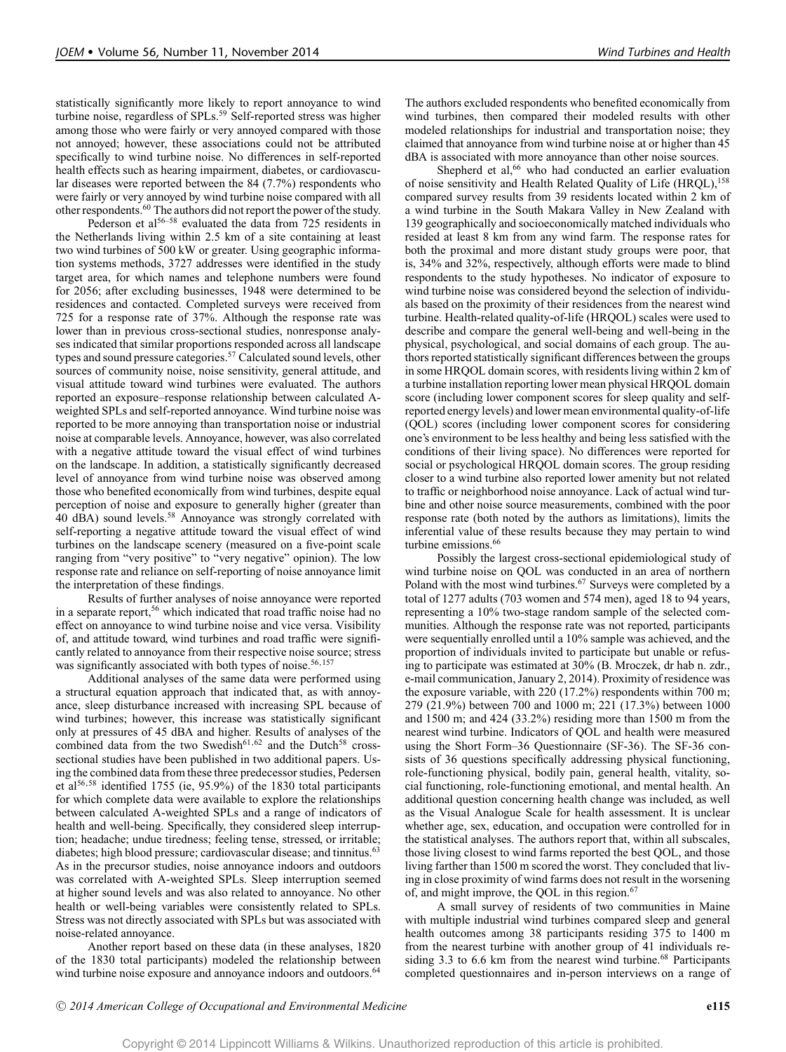statistically significantly more likely to report annoyance to wind turbine noise, regardless of SPLs.[59] Self-reported stress was higher among those who were fairly or very annoyed compared with those not annoyed; however, these associations could not be attributed specifically to wind turbine noise. No differences in self-reported health effects such as hearing impairment, diabetes, or cardiovascular diseases were reported between the 84 (7.7%) respondents who were fairly or very annoyed by wind turbine noise compared with all other respondents.[60] The authors did not report the power of the study.

Pederson et al[56–58] evaluated the data from 725 residents in the Netherlands living within 2.5 km of a site containing at least two wind turbines of 500 kW or greater. Using geographic information systems methods, 3727 addresses were identified in the study target area, for which names and telephone numbers were found for 2056; after excluding businesses, 1948 were determined to be residences and contacted. Completed surveys were received from 725 for a response rate of 37%. Although the response rate was lower than in previous cross-sectional studies, nonresponse analyses indicated that similar proportions responded across all landscape types and sound pressure categories.[57] Calculated sound levels, other sources of community noise, noise sensitivity, general attitude, and visual attitude toward wind turbines were evaluated. The authors reported an exposure–response relationship between calculated A-weighted SPLs and self-reported annoyance. Wind turbine noise was reported to be more annoying than transportation noise or industrial noise at comparable levels. Annoyance, however, was also correlated with a negative attitude toward the visual effect of wind turbines on the landscape. In addition, a statistically significantly decreased level of annoyance from wind turbine noise was observed among those who benefited economically from wind turbines, despite equal perception of noise and exposure to generally higher (greater than 40 dBA) sound levels.[58] Annoyance was strongly correlated with self-reporting a negative attitude toward the visual effect of wind turbines on the landscape scenery (measured on a five-point scale ranging from "very positive" to "very negative" opinion). The low response rate and reliance on self-reporting of noise annoyance limit the interpretation of these findings.

Results of further analyses of noise annoyance were reported in a separate report,[56] which indicated that road traffic noise had no effect on annoyance to wind turbine noise and vice versa. Visibility of, and attitude toward, wind turbines and road traffic were significantly related to annoyance from their respective noise source; stress was significantly associated with both types of noise.[56,157]

Additional analyses of the same data were performed using a structural equation approach that indicated that, as with annoyance, sleep disturbance increased with increasing SPL because of wind turbines; however, this increase was statistically significant only at pressures of 45 dBA and higher. Results of analyses of the combined data from the two Swedish[61,62] and the Dutch[58] cross-sectional studies have been published in two additional papers. Using the combined data from these three predecessor studies, Pedersen et al[56,58] identified 1755 (ie, 95.9%) of the 1830 total participants for which complete data were available to explore the relationships between calculated A-weighted SPLs and a range of indicators of health and well-being. Specifically, they considered sleep interruption; headache; undue tiredness; feeling tense, stressed, or irritable; diabetes; high blood pressure; cardiovascular disease; and tinnitus.[63] As in the precursor studies, noise annoyance indoors and outdoors was correlated with A-weighted SPLs. Sleep interruption seemed at higher sound levels and was also related to annoyance. No other health or well-being variables were consistently related to SPLs. Stress was not directly associated with SPLs but was associated with noise-related annoyance.

Another report based on these data (in these analyses, 1820 of the 1830 total participants) modeled the relationship between wind turbine noise exposure and annoyance indoors and outdoors.[64] The authors excluded respondents who benefited economically from wind turbines, then compared their modeled results with other modeled relationships for industrial and transportation noise; they claimed that annoyance from wind turbine noise at or higher than 45 dBA is associated with more annoyance than other noise sources.

Shepherd et al,[66] who had conducted an earlier evaluation of noise sensitivity and Health Related Quality of Life (HRQL),[158] compared survey results from 39 residents located within 2 km of a wind turbine in the South Makara Valley in New Zealand with 139 geographically and socioeconomically matched individuals who resided at least 8 km from any wind farm. The response rates for both the proximal and more distant study groups were poor, that is, 34% and 32%, respectively, although efforts were made to blind respondents to the study hypotheses. No indicator of exposure to wind turbine noise was considered beyond the selection of individuals based on the proximity of their residences from the nearest wind turbine. Health-related quality-of-life (HRQOL) scales were used to describe and compare the general well-being and well-being in the physical, psychological, and social domains of each group. The authors reported statistically significant differences between the groups in some HRQOL domain scores, with residents living within 2 km of a turbine installation reporting lower mean physical HRQOL domain score (including lower component scores for sleep quality and self-reported energy levels) and lower mean environmental quality-of-life (QOL) scores (including lower component scores for considering one's environment to be less healthy and being less satisfied with the conditions of their living space). No differences were reported for social or psychological HRQOL domain scores. The group residing closer to a wind turbine also reported lower amenity but not related to traffic or neighborhood noise annoyance. Lack of actual wind turbine and other noise source measurements, combined with the poor response rate (both noted by the authors as limitations), limits the inferential value of these results because they may pertain to wind turbine emissions.[66]

Possibly the largest cross-sectional epidemiological study of wind turbine noise on QOL was conducted in an area of northern Poland with the most wind turbines.[67] Surveys were completed by a total of 1277 adults (703 women and 574 men), aged 18 to 94 years, representing a 10% two-stage random sample of the selected communities. Although the response rate was not reported, participants were sequentially enrolled until a 10% sample was achieved, and the proportion of individuals invited to participate but unable or refusing to participate was estimated at 30% (B. Mroczek, dr hab n. zdr., e-mail communication, January 2, 2014). Proximity of residence was the exposure variable, with 220 (17.2%) respondents within 700 m; 279 (21.9%) between 700 and 1000 m; 221 (17.3%) between 1000 and 1500 m; and 424 (33.2%) residing more than 1500 m from the nearest wind turbine. Indicators of QOL and health were measured using the Short Form–36 Questionnaire (SF-36). The SF-36 consists of 36 questions specifically addressing physical functioning, role-functioning physical, bodily pain, general health, vitality, social functioning, role-functioning emotional, and mental health. An additional question concerning health change was included, as well as the Visual Analogue Scale for health assessment. It is unclear whether age, sex, education, and occupation were controlled for in the statistical analyses. The authors report that, within all subscales, those living closest to wind farms reported the best QOL, and those living farther than 1500 m scored the worst. They concluded that living in close proximity of wind farms does not result in the worsening of, and might improve, the QOL in this region.[67]

A small survey of residents of two communities in Maine with multiple industrial wind turbines compared sleep and general health outcomes among 38 participants residing 375 to 1400 m from the nearest turbine with another group of 41 individuals residing 3.3 to 6.6 km from the nearest wind turbine.[68] Participants completed questionnaires and in-person interviews on a range of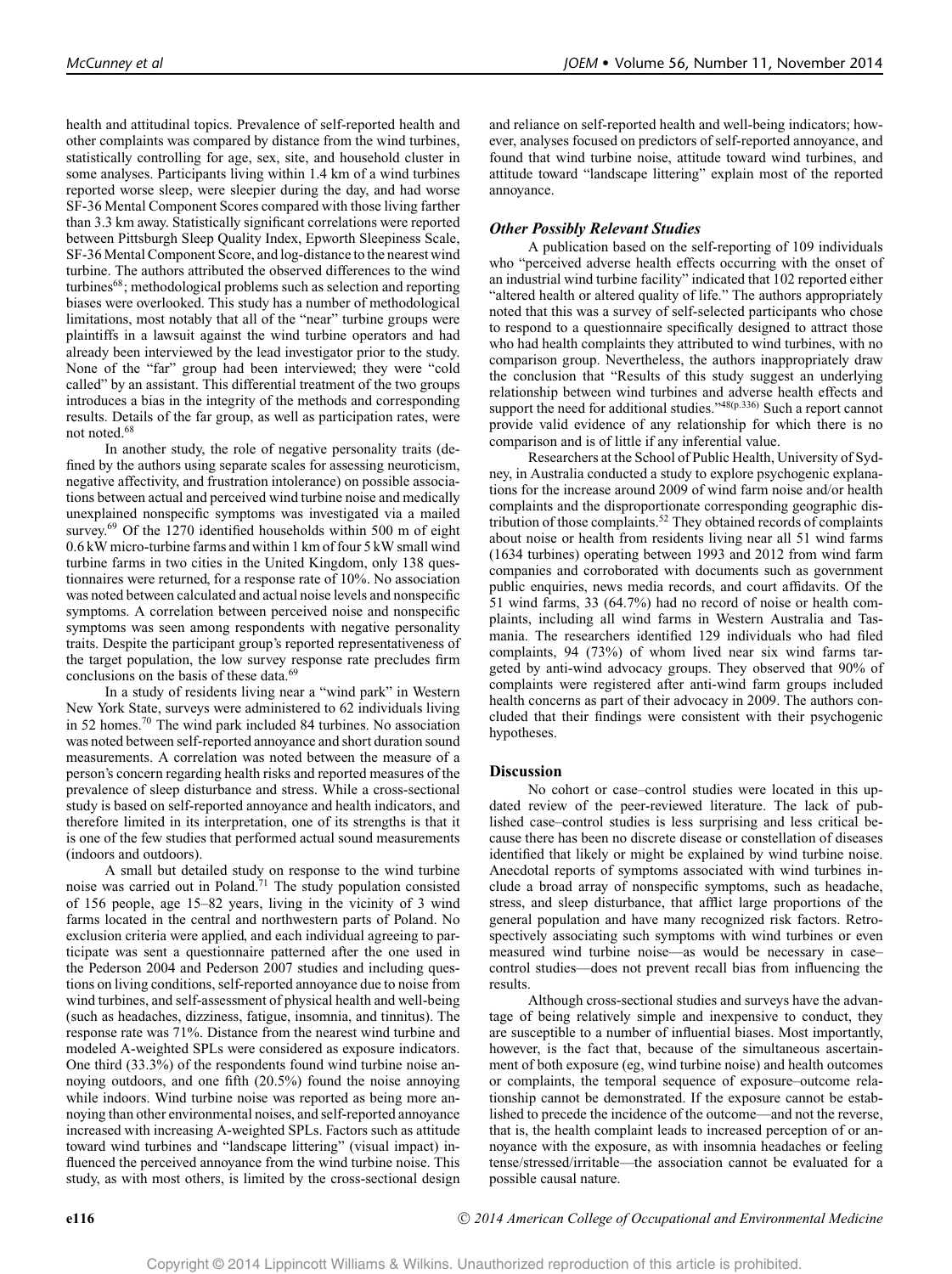health and attitudinal topics. Prevalence of self-reported health and other complaints was compared by distance from the wind turbines, statistically controlling for age, sex, site, and household cluster in some analyses. Participants living within 1.4 km of a wind turbines reported worse sleep, were sleepier during the day, and had worse SF-36 Mental Component Scores compared with those living farther than 3.3 km away. Statistically significant correlations were reported between Pittsburgh Sleep Quality Index, Epworth Sleepiness Scale, SF-36 Mental Component Score, and log-distance to the nearest wind turbine. The authors attributed the observed differences to the wind turbines[68]; methodological problems such as selection and reporting biases were overlooked. This study has a number of methodological limitations, most notably that all of the "near" turbine groups were plaintiffs in a lawsuit against the wind turbine operators and had already been interviewed by the lead investigator prior to the study. None of the "far" group had been interviewed; they were "cold called" by an assistant. This differential treatment of the two groups introduces a bias in the integrity of the methods and corresponding results. Details of the far group, as well as participation rates, were not noted.[68]

In another study, the role of negative personality traits (defined by the authors using separate scales for assessing neuroticism, negative affectivity, and frustration intolerance) on possible associations between actual and perceived wind turbine noise and medically unexplained nonspecific symptoms was investigated via a mailed survey.[69] Of the 1270 identified households within 500 m of eight 0.6 kW micro-turbine farms and within 1 km of four 5 kW small wind turbine farms in two cities in the United Kingdom, only 138 questionnaires were returned, for a response rate of 10%. No association was noted between calculated and actual noise levels and nonspecific symptoms. A correlation between perceived noise and nonspecific symptoms was seen among respondents with negative personality traits. Despite the participant group's reported representativeness of the target population, the low survey response rate precludes firm conclusions on the basis of these data.[69]

In a study of residents living near a "wind park" in Western New York State, surveys were administered to 62 individuals living in 52 homes.[70] The wind park included 84 turbines. No association was noted between self-reported annoyance and short duration sound measurements. A correlation was noted between the measure of a person's concern regarding health risks and reported measures of the prevalence of sleep disturbance and stress. While a cross-sectional study is based on self-reported annoyance and health indicators, and therefore limited in its interpretation, one of its strengths is that it is one of the few studies that performed actual sound measurements (indoors and outdoors).

A small but detailed study on response to the wind turbine noise was carried out in Poland.[71] The study population consisted of 156 people, age 15–82 years, living in the vicinity of 3 wind farms located in the central and northwestern parts of Poland. No exclusion criteria were applied, and each individual agreeing to participate was sent a questionnaire patterned after the one used in the Pederson 2004 and Pederson 2007 studies and including questions on living conditions, self-reported annoyance due to noise from wind turbines, and self-assessment of physical health and well-being (such as headaches, dizziness, fatigue, insomnia, and tinnitus). The response rate was 71%. Distance from the nearest wind turbine and modeled A-weighted SPLs were considered as exposure indicators. One third (33.3%) of the respondents found wind turbine noise annoying outdoors, and one fifth (20.5%) found the noise annoying while indoors. Wind turbine noise was reported as being more annoying than other environmental noises, and self-reported annoyance increased with increasing A-weighted SPLs. Factors such as attitude toward wind turbines and "landscape littering" (visual impact) influenced the perceived annoyance from the wind turbine noise. This study, as with most others, is limited by the cross-sectional design and reliance on self-reported health and well-being indicators; however, analyses focused on predictors of self-reported annoyance, and found that wind turbine noise, attitude toward wind turbines, and attitude toward "landscape littering" explain most of the reported annoyance.

### *Other Possibly Relevant Studies*

A publication based on the self-reporting of 109 individuals who "perceived adverse health effects occurring with the onset of an industrial wind turbine facility" indicated that 102 reported either "altered health or altered quality of life." The authors appropriately noted that this was a survey of self-selected participants who chose to respond to a questionnaire specifically designed to attract those who had health complaints they attributed to wind turbines, with no comparison group. Nevertheless, the authors inappropriately draw the conclusion that "Results of this study suggest an underlying relationship between wind turbines and adverse health effects and support the need for additional studies."[48(p.336)] Such a report cannot provide valid evidence of any relationship for which there is no comparison and is of little if any inferential value.

Researchers at the School of Public Health, University of Sydney, in Australia conducted a study to explore psychogenic explanations for the increase around 2009 of wind farm noise and/or health complaints and the disproportionate corresponding geographic distribution of those complaints.[52] They obtained records of complaints about noise or health from residents living near all 51 wind farms (1634 turbines) operating between 1993 and 2012 from wind farm companies and corroborated with documents such as government public enquiries, news media records, and court affidavits. Of the 51 wind farms, 33 (64.7%) had no record of noise or health complaints, including all wind farms in Western Australia and Tasmania. The researchers identified 129 individuals who had filed complaints, 94 (73%) of whom lived near six wind farms targeted by anti-wind advocacy groups. They observed that 90% of complaints were registered after anti-wind farm groups included health concerns as part of their advocacy in 2009. The authors concluded that their findings were consistent with their psychogenic hypotheses.

## Discussion

No cohort or case–control studies were located in this updated review of the peer-reviewed literature. The lack of published case–control studies is less surprising and less critical because there has been no discrete disease or constellation of diseases identified that likely or might be explained by wind turbine noise. Anecdotal reports of symptoms associated with wind turbines include a broad array of nonspecific symptoms, such as headache, stress, and sleep disturbance, that afflict large proportions of the general population and have many recognized risk factors. Retrospectively associating such symptoms with wind turbines or even measured wind turbine noise—as would be necessary in case–control studies—does not prevent recall bias from influencing the results.

Although cross-sectional studies and surveys have the advantage of being relatively simple and inexpensive to conduct, they are susceptible to a number of influential biases. Most importantly, however, is the fact that, because of the simultaneous ascertainment of both exposure (eg, wind turbine noise) and health outcomes or complaints, the temporal sequence of exposure–outcome relationship cannot be demonstrated. If the exposure cannot be established to precede the incidence of the outcome—and not the reverse, that is, the health complaint leads to increased perception of or annoyance with the exposure, as with insomnia headaches or feeling tense/stressed/irritable—the association cannot be evaluated for a possible causal nature.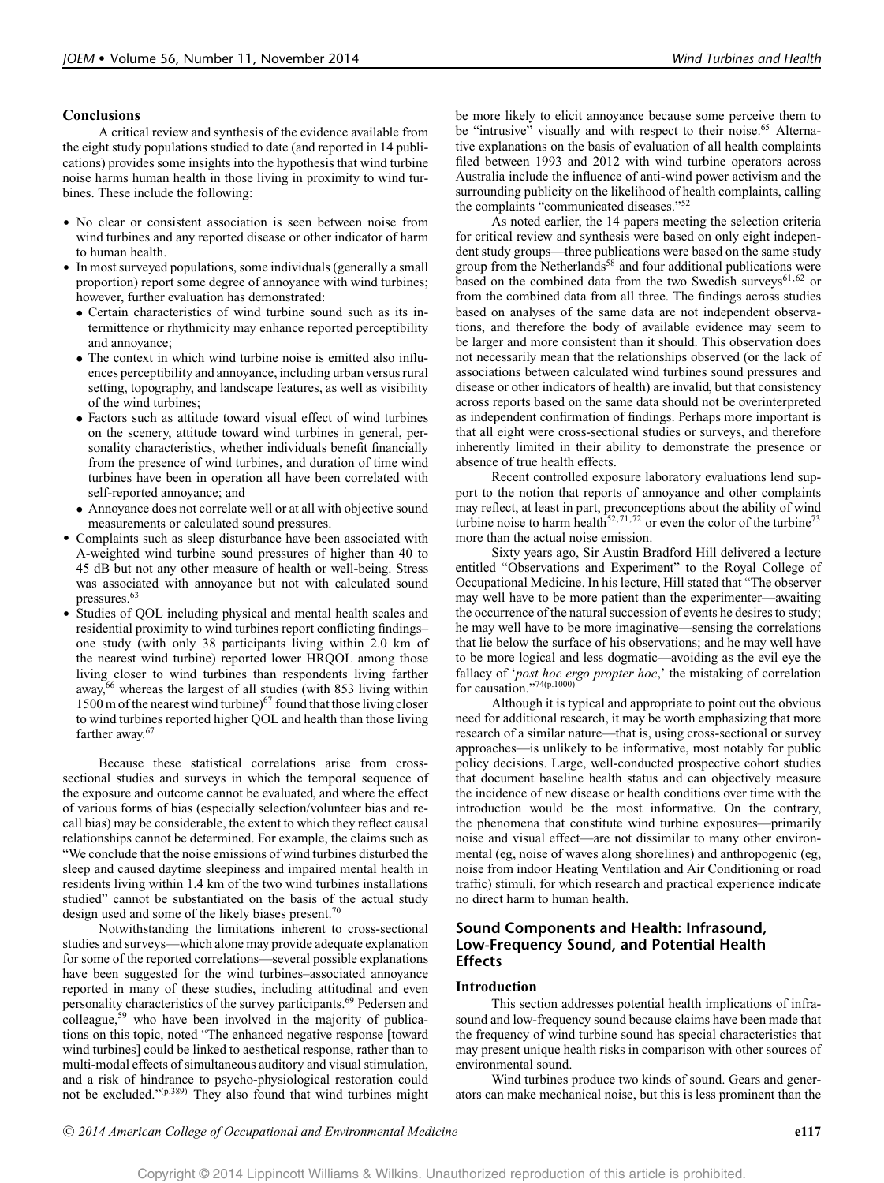### Conclusions

A critical review and synthesis of the evidence available from the eight study populations studied to date (and reported in 14 publications) provides some insights into the hypothesis that wind turbine noise harms human health in those living in proximity to wind turbines. These include the following:

- No clear or consistent association is seen between noise from wind turbines and any reported disease or other indicator of harm to human health.
- In most surveyed populations, some individuals (generally a small proportion) report some degree of annoyance with wind turbines; however, further evaluation has demonstrated:
  - Certain characteristics of wind turbine sound such as its intermittence or rhythmicity may enhance reported perceptibility and annoyance;
  - The context in which wind turbine noise is emitted also influences perceptibility and annoyance, including urban versus rural setting, topography, and landscape features, as well as visibility of the wind turbines;
  - Factors such as attitude toward visual effect of wind turbines on the scenery, attitude toward wind turbines in general, personality characteristics, whether individuals benefit financially from the presence of wind turbines, and duration of time wind turbines have been in operation all have been correlated with self-reported annoyance; and
  - Annoyance does not correlate well or at all with objective sound measurements or calculated sound pressures.
- Complaints such as sleep disturbance have been associated with A-weighted wind turbine sound pressures of higher than 40 to 45 dB but not any other measure of health or well-being. Stress was associated with annoyance but not with calculated sound pressures.[63]
- Studies of QOL including physical and mental health scales and residential proximity to wind turbines report conflicting findings– one study (with only 38 participants living within 2.0 km of the nearest wind turbine) reported lower HRQOL among those living closer to wind turbines than respondents living farther away,[66] whereas the largest of all studies (with 853 living within 1500 m of the nearest wind turbine)[67] found that those living closer to wind turbines reported higher QOL and health than those living farther away.[67]

Because these statistical correlations arise from cross-sectional studies and surveys in which the temporal sequence of the exposure and outcome cannot be evaluated, and where the effect of various forms of bias (especially selection/volunteer bias and recall bias) may be considerable, the extent to which they reflect causal relationships cannot be determined. For example, the claims such as "We conclude that the noise emissions of wind turbines disturbed the sleep and caused daytime sleepiness and impaired mental health in residents living within 1.4 km of the two wind turbines installations studied" cannot be substantiated on the basis of the actual study design used and some of the likely biases present.[70]

Notwithstanding the limitations inherent to cross-sectional studies and surveys—which alone may provide adequate explanation for some of the reported correlations—several possible explanations have been suggested for the wind turbines–associated annoyance reported in many of these studies, including attitudinal and even personality characteristics of the survey participants.[69] Pedersen and colleague,[59] who have been involved in the majority of publications on this topic, noted "The enhanced negative response [toward wind turbines] could be linked to aesthetical response, rather than to multi-modal effects of simultaneous auditory and visual stimulation, and a risk of hindrance to psycho-physiological restoration could not be excluded."(p.389) They also found that wind turbines might be more likely to elicit annoyance because some perceive them to be "intrusive" visually and with respect to their noise.[65] Alternative explanations on the basis of evaluation of all health complaints filed between 1993 and 2012 with wind turbine operators across Australia include the influence of anti-wind power activism and the surrounding publicity on the likelihood of health complaints, calling the complaints "communicated diseases."[52]

As noted earlier, the 14 papers meeting the selection criteria for critical review and synthesis were based on only eight independent study groups—three publications were based on the same study group from the Netherlands[58] and four additional publications were based on the combined data from the two Swedish surveys[61,62] or from the combined data from all three. The findings across studies based on analyses of the same data are not independent observations, and therefore the body of available evidence may seem to be larger and more consistent than it should. This observation does not necessarily mean that the relationships observed (or the lack of associations between calculated wind turbines sound pressures and disease or other indicators of health) are invalid, but that consistency across reports based on the same data should not be overinterpreted as independent confirmation of findings. Perhaps more important is that all eight were cross-sectional studies or surveys, and therefore inherently limited in their ability to demonstrate the presence or absence of true health effects.

Recent controlled exposure laboratory evaluations lend support to the notion that reports of annoyance and other complaints may reflect, at least in part, preconceptions about the ability of wind turbine noise to harm health[52,71,72] or even the color of the turbine[73] more than the actual noise emission.

Sixty years ago, Sir Austin Bradford Hill delivered a lecture entitled "Observations and Experiment" to the Royal College of Occupational Medicine. In his lecture, Hill stated that "The observer may well have to be more patient than the experimenter—awaiting the occurrence of the natural succession of events he desires to study; he may well have to be more imaginative—sensing the correlations that lie below the surface of his observations; and he may well have to be more logical and less dogmatic—avoiding as the evil eye the fallacy of '*post hoc ergo propter hoc*,' the mistaking of correlation for causation."[74(p.1000)]

Although it is typical and appropriate to point out the obvious need for additional research, it may be worth emphasizing that more research of a similar nature—that is, using cross-sectional or survey approaches—is unlikely to be informative, most notably for public policy decisions. Large, well-conducted prospective cohort studies that document baseline health status and can objectively measure the incidence of new disease or health conditions over time with the introduction would be the most informative. On the contrary, the phenomena that constitute wind turbine exposures—primarily noise and visual effect—are not dissimilar to many other environmental (eg, noise of waves along shorelines) and anthropogenic (eg, noise from indoor Heating Ventilation and Air Conditioning or road traffic) stimuli, for which research and practical experience indicate no direct harm to human health.

## Sound Components and Health: Infrasound, Low-Frequency Sound, and Potential Health Effects

### Introduction

This section addresses potential health implications of infrasound and low-frequency sound because claims have been made that the frequency of wind turbine sound has special characteristics that may present unique health risks in comparison with other sources of environmental sound.

Wind turbines produce two kinds of sound. Gears and generators can make mechanical noise, but this is less prominent than the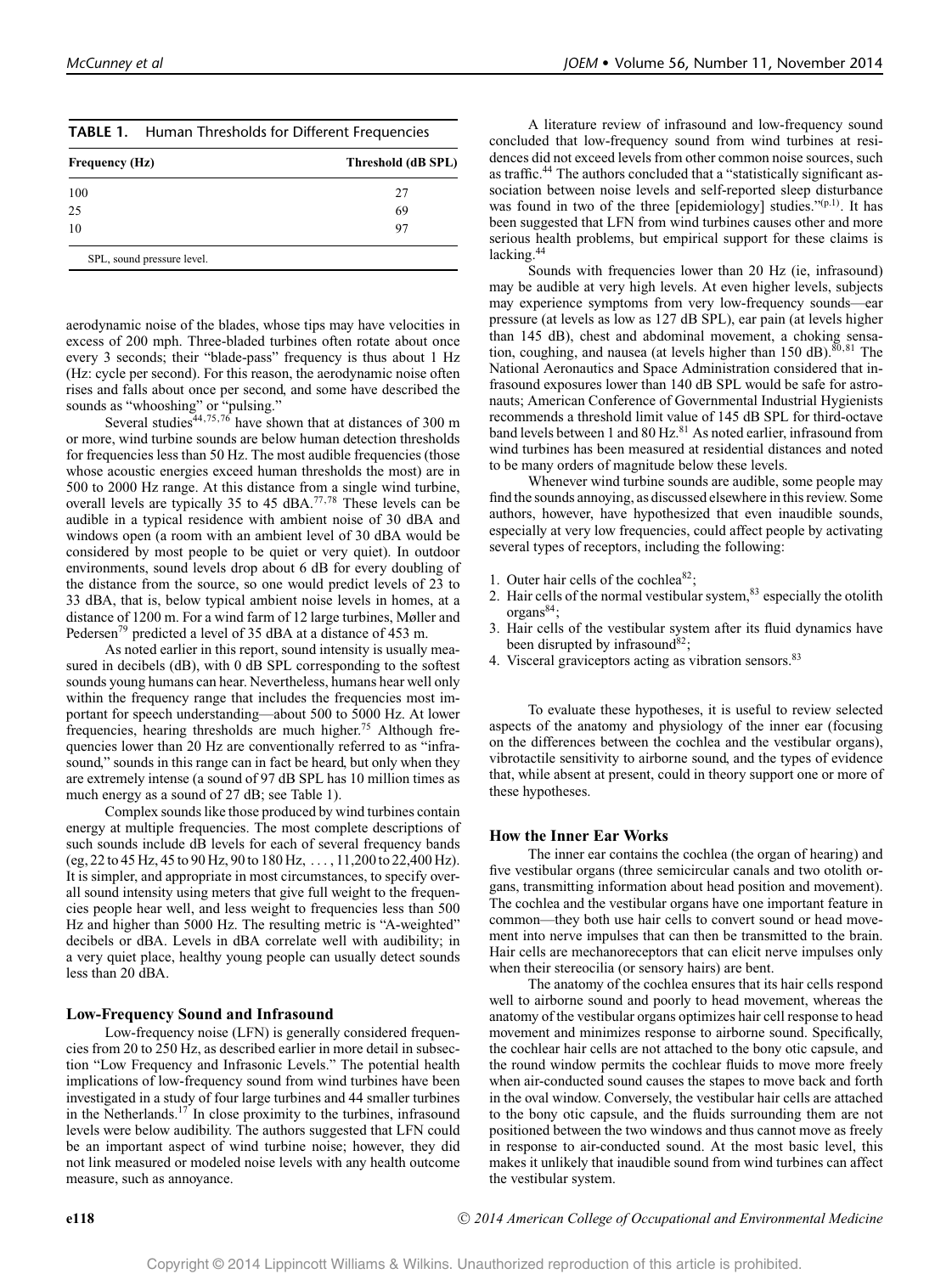**TABLE 1.** Human Thresholds for Different Frequencies

| Frequency (Hz) | Threshold (dB SPL) |
|---|---|
| 100 | 27 |
| 25 | 69 |
| 10 | 97 |

SPL, sound pressure level.

aerodynamic noise of the blades, whose tips may have velocities in excess of 200 mph. Three-bladed turbines often rotate about once every 3 seconds; their "blade-pass" frequency is thus about 1 Hz (Hz: cycle per second). For this reason, the aerodynamic noise often rises and falls about once per second, and some have described the sounds as "whooshing" or "pulsing."

Several studies[44,75,76] have shown that at distances of 300 m or more, wind turbine sounds are below human detection thresholds for frequencies less than 50 Hz. The most audible frequencies (those whose acoustic energies exceed human thresholds the most) are in 500 to 2000 Hz range. At this distance from a single wind turbine, overall levels are typically 35 to 45 dBA.[77,78] These levels can be audible in a typical residence with ambient noise of 30 dBA and windows open (a room with an ambient level of 30 dBA would be considered by most people to be quiet or very quiet). In outdoor environments, sound levels drop about 6 dB for every doubling of the distance from the source, so one would predict levels of 23 to 33 dBA, that is, below typical ambient noise levels in homes, at a distance of 1200 m. For a wind farm of 12 large turbines, Møller and Pedersen[79] predicted a level of 35 dBA at a distance of 453 m.

As noted earlier in this report, sound intensity is usually measured in decibels (dB), with 0 dB SPL corresponding to the softest sounds young humans can hear. Nevertheless, humans hear well only within the frequency range that includes the frequencies most important for speech understanding—about 500 to 5000 Hz. At lower frequencies, hearing thresholds are much higher.[75] Although frequencies lower than 20 Hz are conventionally referred to as "infrasound," sounds in this range can in fact be heard, but only when they are extremely intense (a sound of 97 dB SPL has 10 million times as much energy as a sound of 27 dB; see Table 1).

Complex sounds like those produced by wind turbines contain energy at multiple frequencies. The most complete descriptions of such sounds include dB levels for each of several frequency bands (eg, 22 to 45 Hz, 45 to 90 Hz, 90 to 180 Hz, ..., 11,200 to 22,400 Hz). It is simpler, and appropriate in most circumstances, to specify overall sound intensity using meters that give full weight to the frequencies people hear well, and less weight to frequencies less than 500 Hz and higher than 5000 Hz. The resulting metric is "A-weighted" decibels or dBA. Levels in dBA correlate well with audibility; in a very quiet place, healthy young people can usually detect sounds less than 20 dBA.

### Low-Frequency Sound and Infrasound

Low-frequency noise (LFN) is generally considered frequencies from 20 to 250 Hz, as described earlier in more detail in subsection "Low Frequency and Infrasonic Levels." The potential health implications of low-frequency sound from wind turbines have been investigated in a study of four large turbines and 44 smaller turbines in the Netherlands.[17] In close proximity to the turbines, infrasound levels were below audibility. The authors suggested that LFN could be an important aspect of wind turbine noise; however, they did not link measured or modeled noise levels with any health outcome measure, such as annoyance.

A literature review of infrasound and low-frequency sound concluded that low-frequency sound from wind turbines at residences did not exceed levels from other common noise sources, such as traffic.[44] The authors concluded that a "statistically significant association between noise levels and self-reported sleep disturbance was found in two of the three [epidemiology] studies."[(p.1)]. It has been suggested that LFN from wind turbines causes other and more serious health problems, but empirical support for these claims is lacking.[44]

Sounds with frequencies lower than 20 Hz (ie, infrasound) may be audible at very high levels. At even higher levels, subjects may experience symptoms from very low-frequency sounds—ear pressure (at levels as low as 127 dB SPL), ear pain (at levels higher than 145 dB), chest and abdominal movement, a choking sensation, coughing, and nausea (at levels higher than 150 dB).[80,81] The National Aeronautics and Space Administration considered that infrasound exposures lower than 140 dB SPL would be safe for astronauts; American Conference of Governmental Industrial Hygienists recommends a threshold limit value of 145 dB SPL for third-octave band levels between 1 and 80 Hz.[81] As noted earlier, infrasound from wind turbines has been measured at residential distances and noted to be many orders of magnitude below these levels.

Whenever wind turbine sounds are audible, some people may find the sounds annoying, as discussed elsewhere in this review. Some authors, however, have hypothesized that even inaudible sounds, especially at very low frequencies, could affect people by activating several types of receptors, including the following:

1. Outer hair cells of the cochlea[82];
2. Hair cells of the normal vestibular system,[83] especially the otolith organs[84];
3. Hair cells of the vestibular system after its fluid dynamics have been disrupted by infrasound[82];
4. Visceral graviceptors acting as vibration sensors.[83]

To evaluate these hypotheses, it is useful to review selected aspects of the anatomy and physiology of the inner ear (focusing on the differences between the cochlea and the vestibular organs), vibrotactile sensitivity to airborne sound, and the types of evidence that, while absent at present, could in theory support one or more of these hypotheses.

### How the Inner Ear Works

The inner ear contains the cochlea (the organ of hearing) and five vestibular organs (three semicircular canals and two otolith organs, transmitting information about head position and movement). The cochlea and the vestibular organs have one important feature in common—they both use hair cells to convert sound or head movement into nerve impulses that can then be transmitted to the brain. Hair cells are mechanoreceptors that can elicit nerve impulses only when their stereocilia (or sensory hairs) are bent.

The anatomy of the cochlea ensures that its hair cells respond well to airborne sound and poorly to head movement, whereas the anatomy of the vestibular organs optimizes hair cell response to head movement and minimizes response to airborne sound. Specifically, the cochlear hair cells are not attached to the bony otic capsule, and the round window permits the cochlear fluids to move more freely when air-conducted sound causes the stapes to move back and forth in the oval window. Conversely, the vestibular hair cells are attached to the bony otic capsule, and the fluids surrounding them are not positioned between the two windows and thus cannot move as freely in response to air-conducted sound. At the most basic level, this makes it unlikely that inaudible sound from wind turbines can affect the vestibular system.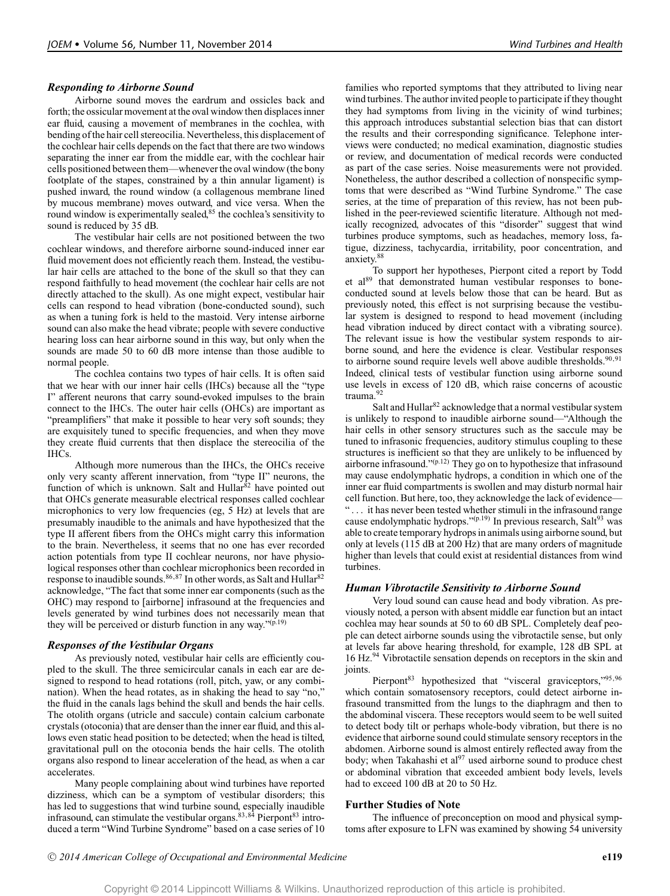### *Responding to Airborne Sound*

Airborne sound moves the eardrum and ossicles back and forth; the ossicular movement at the oval window then displaces inner ear fluid, causing a movement of membranes in the cochlea, with bending of the hair cell stereocilia. Nevertheless, this displacement of the cochlear hair cells depends on the fact that there are two windows separating the inner ear from the middle ear, with the cochlear hair cells positioned between them—whenever the oval window (the bony footplate of the stapes, constrained by a thin annular ligament) is pushed inward, the round window (a collagenous membrane lined by mucous membrane) moves outward, and vice versa. When the round window is experimentally sealed,[85] the cochlea's sensitivity to sound is reduced by 35 dB.

The vestibular hair cells are not positioned between the two cochlear windows, and therefore airborne sound-induced inner ear fluid movement does not efficiently reach them. Instead, the vestibular hair cells are attached to the bone of the skull so that they can respond faithfully to head movement (the cochlear hair cells are not directly attached to the skull). As one might expect, vestibular hair cells can respond to head vibration (bone-conducted sound), such as when a tuning fork is held to the mastoid. Very intense airborne sound can also make the head vibrate; people with severe conductive hearing loss can hear airborne sound in this way, but only when the sounds are made 50 to 60 dB more intense than those audible to normal people.

The cochlea contains two types of hair cells. It is often said that we hear with our inner hair cells (IHCs) because all the "type I" afferent neurons that carry sound-evoked impulses to the brain connect to the IHCs. The outer hair cells (OHCs) are important as "preamplifiers" that make it possible to hear very soft sounds; they are exquisitely tuned to specific frequencies, and when they move they create fluid currents that then displace the stereocilia of the IHCs.

Although more numerous than the IHCs, the OHCs receive only very scanty afferent innervation, from "type II" neurons, the function of which is unknown. Salt and Hullar[82] have pointed out that OHCs generate measurable electrical responses called cochlear microphonics to very low frequencies (eg, 5 Hz) at levels that are presumably inaudible to the animals and have hypothesized that the type II afferent fibers from the OHCs might carry this information to the brain. Nevertheless, it seems that no one has ever recorded action potentials from type II cochlear neurons, nor have physiological responses other than cochlear microphonics been recorded in response to inaudible sounds.[86,87] In other words, as Salt and Hullar[82] acknowledge, "The fact that some inner ear components (such as the OHC) may respond to [airborne] infrasound at the frequencies and levels generated by wind turbines does not necessarily mean that they will be perceived or disturb function in any way."[(p.19)]

### *Responses of the Vestibular Organs*

As previously noted, vestibular hair cells are efficiently coupled to the skull. The three semicircular canals in each ear are designed to respond to head rotations (roll, pitch, yaw, or any combination). When the head rotates, as in shaking the head to say "no," the fluid in the canals lags behind the skull and bends the hair cells. The otolith organs (utricle and saccule) contain calcium carbonate crystals (otoconia) that are denser than the inner ear fluid, and this allows even static head position to be detected; when the head is tilted, gravitational pull on the otoconia bends the hair cells. The otolith organs also respond to linear acceleration of the head, as when a car accelerates.

Many people complaining about wind turbines have reported dizziness, which can be a symptom of vestibular disorders; this has led to suggestions that wind turbine sound, especially inaudible infrasound, can stimulate the vestibular organs.[83,84] Pierpont[83] introduced a term "Wind Turbine Syndrome" based on a case series of 10 families who reported symptoms that they attributed to living near wind turbines. The author invited people to participate if they thought they had symptoms from living in the vicinity of wind turbines; this approach introduces substantial selection bias that can distort the results and their corresponding significance. Telephone interviews were conducted; no medical examination, diagnostic studies or review, and documentation of medical records were conducted as part of the case series. Noise measurements were not provided. Nonetheless, the author described a collection of nonspecific symptoms that were described as "Wind Turbine Syndrome." The case series, at the time of preparation of this review, has not been published in the peer-reviewed scientific literature. Although not medically recognized, advocates of this "disorder" suggest that wind turbines produce symptoms, such as headaches, memory loss, fatigue, dizziness, tachycardia, irritability, poor concentration, and anxiety.[88]

To support her hypotheses, Pierpont cited a report by Todd et al[89] that demonstrated human vestibular responses to bone-conducted sound at levels below those that can be heard. But as previously noted, this effect is not surprising because the vestibular system is designed to respond to head movement (including head vibration induced by direct contact with a vibrating source). The relevant issue is how the vestibular system responds to airborne sound, and here the evidence is clear. Vestibular responses to airborne sound require levels well above audible thresholds.[90,91] Indeed, clinical tests of vestibular function using airborne sound use levels in excess of 120 dB, which raise concerns of acoustic trauma.[92]

Salt and Hullar[82] acknowledge that a normal vestibular system is unlikely to respond to inaudible airborne sound—"Although the hair cells in other sensory structures such as the saccule may be tuned to infrasonic frequencies, auditory stimulus coupling to these structures is inefficient so that they are unlikely to be influenced by airborne infrasound."[(p.12)] They go on to hypothesize that infrasound may cause endolymphatic hydrops, a condition in which one of the inner ear fluid compartments is swollen and may disturb normal hair cell function. But here, too, they acknowledge the lack of evidence—" . . . it has never been tested whether stimuli in the infrasound range cause endolymphatic hydrops."[(p.19)] In previous research, Salt[93] was able to create temporary hydrops in animals using airborne sound, but only at levels (115 dB at 200 Hz) that are many orders of magnitude higher than levels that could exist at residential distances from wind turbines.

### *Human Vibrotactile Sensitivity to Airborne Sound*

Very loud sound can cause head and body vibration. As previously noted, a person with absent middle ear function but an intact cochlea may hear sounds at 50 to 60 dB SPL. Completely deaf people can detect airborne sounds using the vibrotactile sense, but only at levels far above hearing threshold, for example, 128 dB SPL at 16 Hz.[94] Vibrotactile sensation depends on receptors in the skin and joints.

Pierpont[83] hypothesized that "visceral graviceptors,"[95,96] which contain somatosensory receptors, could detect airborne infrasound transmitted from the lungs to the diaphragm and then to the abdominal viscera. These receptors would seem to be well suited to detect body tilt or perhaps whole-body vibration, but there is no evidence that airborne sound could stimulate sensory receptors in the abdomen. Airborne sound is almost entirely reflected away from the body; when Takahashi et al[97] used airborne sound to produce chest or abdominal vibration that exceeded ambient body levels, levels had to exceed 100 dB at 20 to 50 Hz.

### Further Studies of Note

The influence of preconception on mood and physical symptoms after exposure to LFN was examined by showing 54 university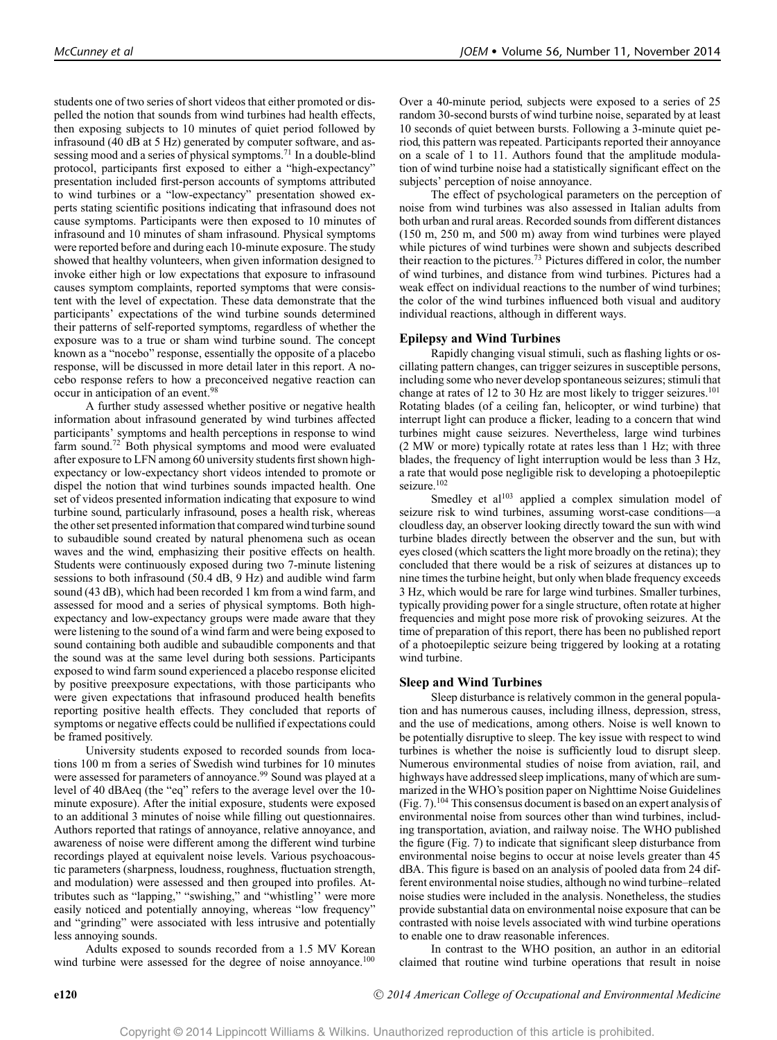students one of two series of short videos that either promoted or dispelled the notion that sounds from wind turbines had health effects, then exposing subjects to 10 minutes of quiet period followed by infrasound (40 dB at 5 Hz) generated by computer software, and assessing mood and a series of physical symptoms.[71] In a double-blind protocol, participants first exposed to either a "high-expectancy" presentation included first-person accounts of symptoms attributed to wind turbines or a "low-expectancy" presentation showed experts stating scientific positions indicating that infrasound does not cause symptoms. Participants were then exposed to 10 minutes of infrasound and 10 minutes of sham infrasound. Physical symptoms were reported before and during each 10-minute exposure. The study showed that healthy volunteers, when given information designed to invoke either high or low expectations that exposure to infrasound causes symptom complaints, reported symptoms that were consistent with the level of expectation. These data demonstrate that the participants' expectations of the wind turbine sounds determined their patterns of self-reported symptoms, regardless of whether the exposure was to a true or sham wind turbine sound. The concept known as a "nocebo" response, essentially the opposite of a placebo response, will be discussed in more detail later in this report. A nocebo response refers to how a preconceived negative reaction can occur in anticipation of an event.[98]

A further study assessed whether positive or negative health information about infrasound generated by wind turbines affected participants' symptoms and health perceptions in response to wind farm sound.[72] Both physical symptoms and mood were evaluated after exposure to LFN among 60 university students first shown high-expectancy or low-expectancy short videos intended to promote or dispel the notion that wind turbines sounds impacted health. One set of videos presented information indicating that exposure to wind turbine sound, particularly infrasound, poses a health risk, whereas the other set presented information that compared wind turbine sound to subaudible sound created by natural phenomena such as ocean waves and the wind, emphasizing their positive effects on health. Students were continuously exposed during two 7-minute listening sessions to both infrasound (50.4 dB, 9 Hz) and audible wind farm sound (43 dB), which had been recorded 1 km from a wind farm, and assessed for mood and a series of physical symptoms. Both high-expectancy and low-expectancy groups were made aware that they were listening to the sound of a wind farm and were being exposed to sound containing both audible and subaudible components and that the sound was at the same level during both sessions. Participants exposed to wind farm sound experienced a placebo response elicited by positive preexposure expectations, with those participants who were given expectations that infrasound produced health benefits reporting positive health effects. They concluded that reports of symptoms or negative effects could be nullified if expectations could be framed positively.

University students exposed to recorded sounds from locations 100 m from a series of Swedish wind turbines for 10 minutes were assessed for parameters of annoyance.[99] Sound was played at a level of 40 dBAeq (the "eq" refers to the average level over the 10-minute exposure). After the initial exposure, students were exposed to an additional 3 minutes of noise while filling out questionnaires. Authors reported that ratings of annoyance, relative annoyance, and awareness of noise were different among the different wind turbine recordings played at equivalent noise levels. Various psychoacoustic parameters (sharpness, loudness, roughness, fluctuation strength, and modulation) were assessed and then grouped into profiles. Attributes such as "lapping," "swishing," and "whistling" were more easily noticed and potentially annoying, whereas "low frequency" and "grinding" were associated with less intrusive and potentially less annoying sounds.

Adults exposed to sounds recorded from a 1.5 MV Korean wind turbine were assessed for the degree of noise annoyance.[100] Over a 40-minute period, subjects were exposed to a series of 25 random 30-second bursts of wind turbine noise, separated by at least 10 seconds of quiet between bursts. Following a 3-minute quiet period, this pattern was repeated. Participants reported their annoyance on a scale of 1 to 11. Authors found that the amplitude modulation of wind turbine noise had a statistically significant effect on the subjects' perception of noise annoyance.

The effect of psychological parameters on the perception of noise from wind turbines was also assessed in Italian adults from both urban and rural areas. Recorded sounds from different distances (150 m, 250 m, and 500 m) away from wind turbines were played while pictures of wind turbines were shown and subjects described their reaction to the pictures.[73] Pictures differed in color, the number of wind turbines, and distance from wind turbines. Pictures had a weak effect on individual reactions to the number of wind turbines; the color of the wind turbines influenced both visual and auditory individual reactions, although in different ways.

### Epilepsy and Wind Turbines

Rapidly changing visual stimuli, such as flashing lights or oscillating pattern changes, can trigger seizures in susceptible persons, including some who never develop spontaneous seizures; stimuli that change at rates of 12 to 30 Hz are most likely to trigger seizures.[101] Rotating blades (of a ceiling fan, helicopter, or wind turbine) that interrupt light can produce a flicker, leading to a concern that wind turbines might cause seizures. Nevertheless, large wind turbines (2 MW or more) typically rotate at rates less than 1 Hz; with three blades, the frequency of light interruption would be less than 3 Hz, a rate that would pose negligible risk to developing a photoepileptic seizure.[102]

Smedley et al[103] applied a complex simulation model of seizure risk to wind turbines, assuming worst-case conditions—a cloudless day, an observer looking directly toward the sun with wind turbine blades directly between the observer and the sun, but with eyes closed (which scatters the light more broadly on the retina); they concluded that there would be a risk of seizures at distances up to nine times the turbine height, but only when blade frequency exceeds 3 Hz, which would be rare for large wind turbines. Smaller turbines, typically providing power for a single structure, often rotate at higher frequencies and might pose more risk of provoking seizures. At the time of preparation of this report, there has been no published report of a photoepileptic seizure being triggered by looking at a rotating wind turbine.

### Sleep and Wind Turbines

Sleep disturbance is relatively common in the general population and has numerous causes, including illness, depression, stress, and the use of medications, among others. Noise is well known to be potentially disruptive to sleep. The key issue with respect to wind turbines is whether the noise is sufficiently loud to disrupt sleep. Numerous environmental studies of noise from aviation, rail, and highways have addressed sleep implications, many of which are summarized in the WHO's position paper on Nighttime Noise Guidelines (Fig. 7).[104] This consensus document is based on an expert analysis of environmental noise from sources other than wind turbines, including transportation, aviation, and railway noise. The WHO published the figure (Fig. 7) to indicate that significant sleep disturbance from environmental noise begins to occur at noise levels greater than 45 dBA. This figure is based on an analysis of pooled data from 24 different environmental noise studies, although no wind turbine–related noise studies were included in the analysis. Nonetheless, the studies provide substantial data on environmental noise exposure that can be contrasted with noise levels associated with wind turbine operations to enable one to draw reasonable inferences.

In contrast to the WHO position, an author in an editorial claimed that routine wind turbine operations that result in noise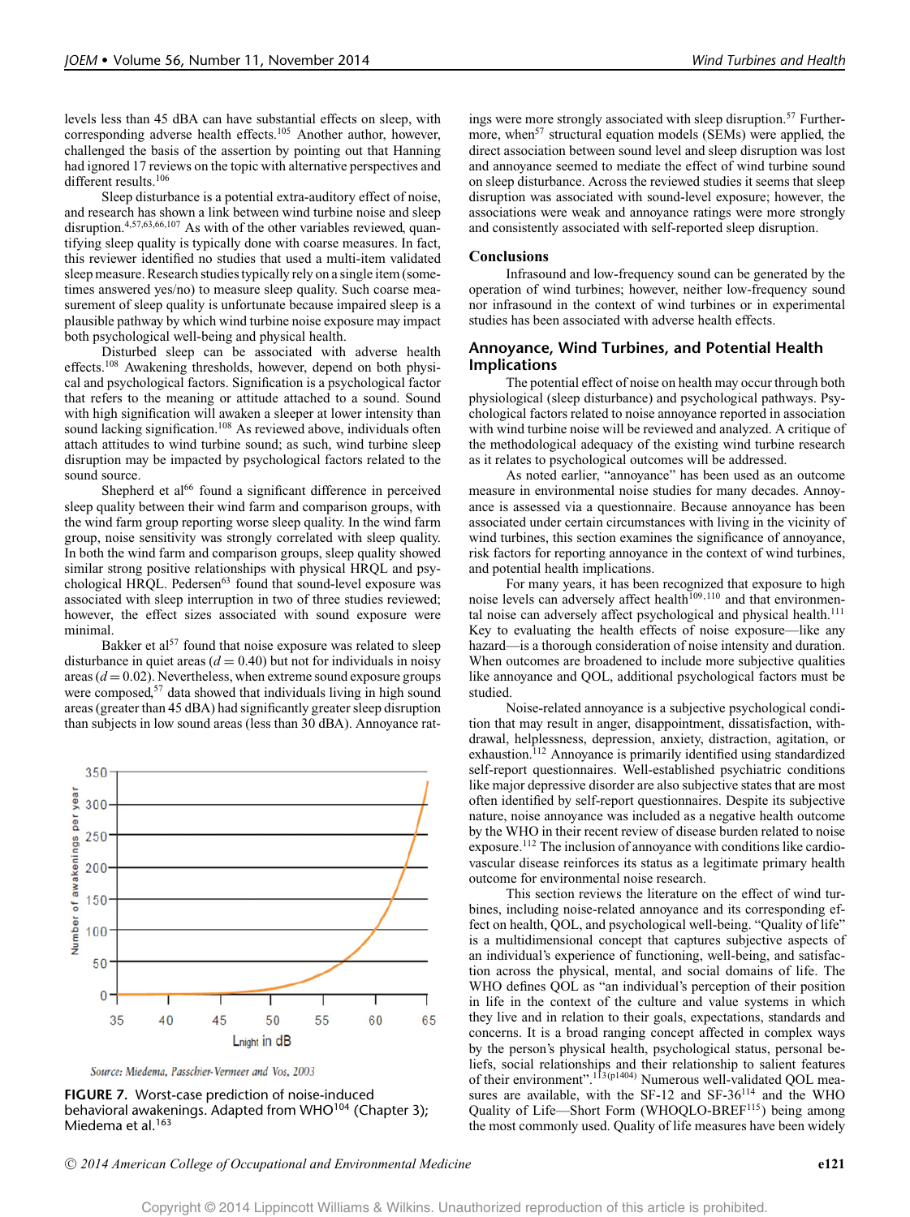levels less than 45 dBA can have substantial effects on sleep, with corresponding adverse health effects.[105] Another author, however, challenged the basis of the assertion by pointing out that Hanning had ignored 17 reviews on the topic with alternative perspectives and different results.[106]

Sleep disturbance is a potential extra-auditory effect of noise, and research has shown a link between wind turbine noise and sleep disruption.[4,57,63,66,107] As with of the other variables reviewed, quantifying sleep quality is typically done with coarse measures. In fact, this reviewer identified no studies that used a multi-item validated sleep measure. Research studies typically rely on a single item (sometimes answered yes/no) to measure sleep quality. Such coarse measurement of sleep quality is unfortunate because impaired sleep is a plausible pathway by which wind turbine noise exposure may impact both psychological well-being and physical health.

Disturbed sleep can be associated with adverse health effects.[108] Awakening thresholds, however, depend on both physical and psychological factors. Signification is a psychological factor that refers to the meaning or attitude attached to a sound. Sound with high signification will awaken a sleeper at lower intensity than sound lacking signification.[108] As reviewed above, individuals often attach attitudes to wind turbine sound; as such, wind turbine sleep disruption may be impacted by psychological factors related to the sound source.

Shepherd et al[66] found a significant difference in perceived sleep quality between their wind farm and comparison groups, with the wind farm group reporting worse sleep quality. In the wind farm group, noise sensitivity was strongly correlated with sleep quality. In both the wind farm and comparison groups, sleep quality showed similar strong positive relationships with physical HRQL and psychological HRQL. Pedersen[63] found that sound-level exposure was associated with sleep interruption in two of three studies reviewed; however, the effect sizes associated with sound exposure were minimal.

Bakker et al[57] found that noise exposure was related to sleep disturbance in quiet areas ($d = 0.40$) but not for individuals in noisy areas ($d = 0.02$). Nevertheless, when extreme sound exposure groups were composed,[57] data showed that individuals living in high sound areas (greater than 45 dBA) had significantly greater sleep disruption than subjects in low sound areas (less than 30 dBA). Annoyance ratings were more strongly associated with sleep disruption.[57] Furthermore, when[57] structural equation models (SEMs) were applied, the direct association between sound level and sleep disruption was lost and annoyance seemed to mediate the effect of wind turbine sound on sleep disturbance. Across the reviewed studies it seems that sleep disruption was associated with sound-level exposure; however, the associations were weak and annoyance ratings were more strongly and consistently associated with self-reported sleep disruption.

Source: Miedema, Passchier-Vermeer and Vos, 2003

FIGURE 7. Worst-case prediction of noise-induced behavioral awakenings. Adapted from WHO[104] (Chapter 3); Miedema et al.[163]

### Conclusions

Infrasound and low-frequency sound can be generated by the operation of wind turbines; however, neither low-frequency sound nor infrasound in the context of wind turbines or in experimental studies has been associated with adverse health effects.

## Annoyance, Wind Turbines, and Potential Health Implications

The potential effect of noise on health may occur through both physiological (sleep disturbance) and psychological pathways. Psychological factors related to noise annoyance reported in association with wind turbine noise will be reviewed and analyzed. A critique of the methodological adequacy of the existing wind turbine research as it relates to psychological outcomes will be addressed.

As noted earlier, "annoyance" has been used as an outcome measure in environmental noise studies for many decades. Annoyance is assessed via a questionnaire. Because annoyance has been associated under certain circumstances with living in the vicinity of wind turbines, this section examines the significance of annoyance, risk factors for reporting annoyance in the context of wind turbines, and potential health implications.

For many years, it has been recognized that exposure to high noise levels can adversely affect health[109,110] and that environmental noise can adversely affect psychological and physical health.[111] Key to evaluating the health effects of noise exposure—like any hazard—is a thorough consideration of noise intensity and duration. When outcomes are broadened to include more subjective qualities like annoyance and QOL, additional psychological factors must be studied.

Noise-related annoyance is a subjective psychological condition that may result in anger, disappointment, dissatisfaction, withdrawal, helplessness, depression, anxiety, distraction, agitation, or exhaustion.[112] Annoyance is primarily identified using standardized self-report questionnaires. Well-established psychiatric conditions like major depressive disorder are also subjective states that are most often identified by self-report questionnaires. Despite its subjective nature, noise annoyance was included as a negative health outcome by the WHO in their recent review of disease burden related to noise exposure.[112] The inclusion of annoyance with conditions like cardiovascular disease reinforces its status as a legitimate primary health outcome for environmental noise research.

This section reviews the literature on the effect of wind turbines, including noise-related annoyance and its corresponding effect on health, QOL, and psychological well-being. "Quality of life" is a multidimensional concept that captures subjective aspects of an individual's experience of functioning, well-being, and satisfaction across the physical, mental, and social domains of life. The WHO defines QOL as "an individual's perception of their position in life in the context of the culture and value systems in which they live and in relation to their goals, expectations, standards and concerns. It is a broad ranging concept affected in complex ways by the person's physical health, psychological status, personal beliefs, social relationships and their relationship to salient features of their environment".[113(p1404)] Numerous well-validated QOL measures are available, with the SF-12 and SF-36[114] and the WHO Quality of Life—Short Form (WHOQLO-BREF[115]) being among the most commonly used. Quality of life measures have been widely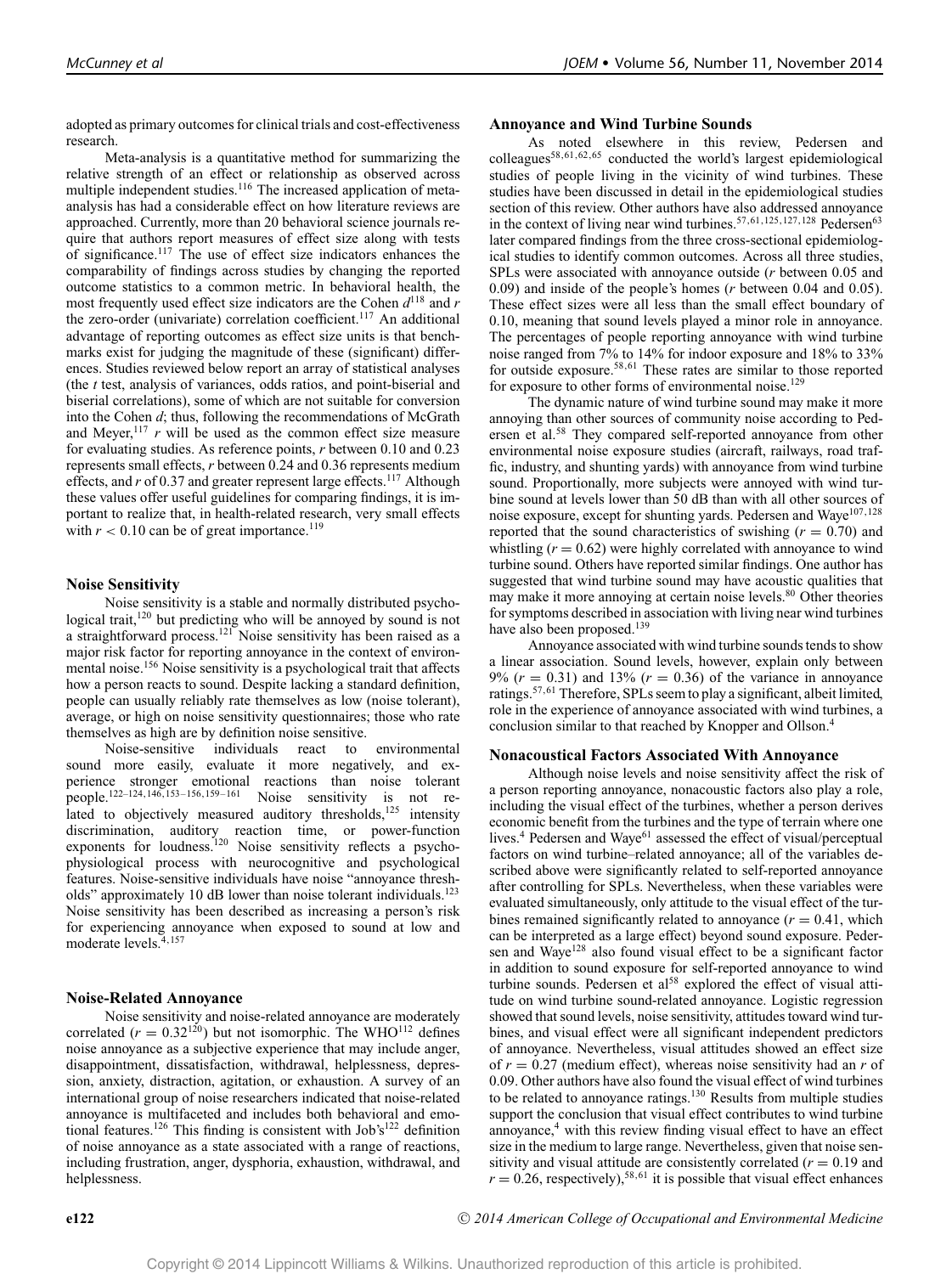adopted as primary outcomes for clinical trials and cost-effectiveness research.

Meta-analysis is a quantitative method for summarizing the relative strength of an effect or relationship as observed across multiple independent studies.[116] The increased application of meta-analysis has had a considerable effect on how literature reviews are approached. Currently, more than 20 behavioral science journals require that authors report measures of effect size along with tests of significance.[117] The use of effect size indicators enhances the comparability of findings across studies by changing the reported outcome statistics to a common metric. In behavioral health, the most frequently used effect size indicators are the Cohen $d$[118] and $r$ the zero-order (univariate) correlation coefficient.[117] An additional advantage of reporting outcomes as effect size units is that benchmarks exist for judging the magnitude of these (significant) differences. Studies reviewed below report an array of statistical analyses (the $t$ test, analysis of variances, odds ratios, and point-biserial and biserial correlations), some of which are not suitable for conversion into the Cohen $d$; thus, following the recommendations of McGrath and Meyer,[117] $r$ will be used as the common effect size measure for evaluating studies. As reference points, $r$ between 0.10 and 0.23 represents small effects, $r$ between 0.24 and 0.36 represents medium effects, and $r$ of 0.37 and greater represent large effects.[117] Although these values offer useful guidelines for comparing findings, it is important to realize that, in health-related research, very small effects with $r < 0.10$ can be of great importance.[119]

### Noise Sensitivity

Noise sensitivity is a stable and normally distributed psychological trait,[120] but predicting who will be annoyed by sound is not a straightforward process.[121] Noise sensitivity has been raised as a major risk factor for reporting annoyance in the context of environmental noise.[156] Noise sensitivity is a psychological trait that affects how a person reacts to sound. Despite lacking a standard definition, people can usually reliably rate themselves as low (noise tolerant), average, or high on noise sensitivity questionnaires; those who rate themselves as high are by definition noise sensitive.

Noise-sensitive individuals react to environmental sound more easily, evaluate it more negatively, and experience stronger emotional reactions than noise tolerant people.[122–124,146,153–156,159–161] Noise sensitivity is not related to objectively measured auditory thresholds,[125] intensity discrimination, auditory reaction time, or power-function exponents for loudness.[120] Noise sensitivity reflects a psychophysiological process with neurocognitive and psychological features. Noise-sensitive individuals have noise "annoyance thresholds" approximately 10 dB lower than noise tolerant individuals.[123] Noise sensitivity has been described as increasing a person's risk for experiencing annoyance when exposed to sound at low and moderate levels.[4,157]

### Noise-Related Annoyance

Noise sensitivity and noise-related annoyance are moderately correlated ($r = 0.32$[120]) but not isomorphic. The WHO[112] defines noise annoyance as a subjective experience that may include anger, disappointment, dissatisfaction, withdrawal, helplessness, depression, anxiety, distraction, agitation, or exhaustion. A survey of an international group of noise researchers indicated that noise-related annoyance is multifaceted and includes both behavioral and emotional features.[126] This finding is consistent with Job's[122] definition of noise annoyance as a state associated with a range of reactions, including frustration, anger, dysphoria, exhaustion, withdrawal, and helplessness.

### Annoyance and Wind Turbine Sounds

As noted elsewhere in this review, Pedersen and colleagues[58,61,62,65] conducted the world's largest epidemiological studies of people living in the vicinity of wind turbines. These studies have been discussed in detail in the epidemiological studies section of this review. Other authors have also addressed annoyance in the context of living near wind turbines.[57,61,125,127,128] Pedersen[63] later compared findings from the three cross-sectional epidemiological studies to identify common outcomes. Across all three studies, SPLs were associated with annoyance outside ($r$ between 0.05 and 0.09) and inside of the people's homes ($r$ between 0.04 and 0.05). These effect sizes were all less than the small effect boundary of 0.10, meaning that sound levels played a minor role in annoyance. The percentages of people reporting annoyance with wind turbine noise ranged from 7% to 14% for indoor exposure and 18% to 33% for outside exposure.[58,61] These rates are similar to those reported for exposure to other forms of environmental noise.[129]

The dynamic nature of wind turbine sound may make it more annoying than other sources of community noise according to Pedersen et al.[58] They compared self-reported annoyance from other environmental noise exposure studies (aircraft, railways, road traffic, industry, and shunting yards) with annoyance from wind turbine sound. Proportionally, more subjects were annoyed with wind turbine sound at levels lower than 50 dB than with all other sources of noise exposure, except for shunting yards. Pedersen and Waye[107,128] reported that the sound characteristics of swishing ($r = 0.70$) and whistling ($r = 0.62$) were highly correlated with annoyance to wind turbine sound. Others have reported similar findings. One author has suggested that wind turbine sound may have acoustic qualities that may make it more annoying at certain noise levels.[80] Other theories for symptoms described in association with living near wind turbines have also been proposed.[139]

Annoyance associated with wind turbine sounds tends to show a linear association. Sound levels, however, explain only between 9% ($r = 0.31$) and 13% ($r = 0.36$) of the variance in annoyance ratings.[57,61] Therefore, SPLs seem to play a significant, albeit limited, role in the experience of annoyance associated with wind turbines, a conclusion similar to that reached by Knopper and Ollson.[4]

### Nonacoustical Factors Associated With Annoyance

Although noise levels and noise sensitivity affect the risk of a person reporting annoyance, nonacoustic factors also play a role, including the visual effect of the turbines, whether a person derives economic benefit from the turbines and the type of terrain where one lives.[4] Pedersen and Waye[61] assessed the effect of visual/perceptual factors on wind turbine–related annoyance; all of the variables described above were significantly related to self-reported annoyance after controlling for SPLs. Nevertheless, when these variables were evaluated simultaneously, only attitude to the visual effect of the turbines remained significantly related to annoyance ($r = 0.41$, which can be interpreted as a large effect) beyond sound exposure. Pedersen and Waye[128] also found visual effect to be a significant factor in addition to sound exposure for self-reported annoyance to wind turbine sounds. Pedersen et al[58] explored the effect of visual attitude on wind turbine sound-related annoyance. Logistic regression showed that sound levels, noise sensitivity, attitudes toward wind turbines, and visual effect were all significant independent predictors of annoyance. Nevertheless, visual attitudes showed an effect size of $r = 0.27$ (medium effect), whereas noise sensitivity had an $r$ of 0.09. Other authors have also found the visual effect of wind turbines to be related to annoyance ratings.[130] Results from multiple studies support the conclusion that visual effect contributes to wind turbine annoyance,[4] with this review finding visual effect to have an effect size in the medium to large range. Nevertheless, given that noise sensitivity and visual attitude are consistently correlated ($r = 0.19$ and $r = 0.26$, respectively),[58,61] it is possible that visual effect enhances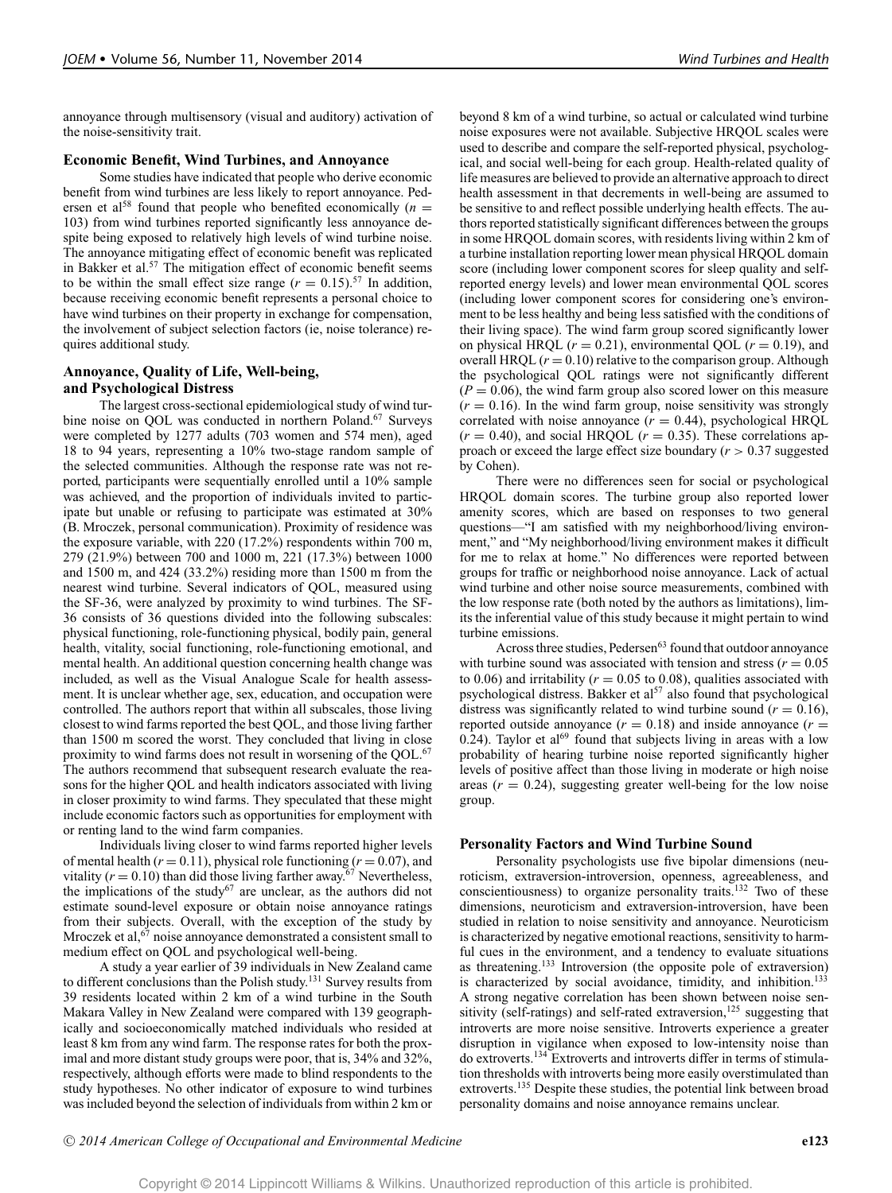annoyance through multisensory (visual and auditory) activation of the noise-sensitivity trait.

### Economic Benefit, Wind Turbines, and Annoyance

Some studies have indicated that people who derive economic benefit from wind turbines are less likely to report annoyance. Pedersen et al[58] found that people who benefited economically ($n = 103$) from wind turbines reported significantly less annoyance despite being exposed to relatively high levels of wind turbine noise. The annoyance mitigating effect of economic benefit was replicated in Bakker et al.[57] The mitigation effect of economic benefit seems to be within the small effect size range ($r = 0.15$).[57] In addition, because receiving economic benefit represents a personal choice to have wind turbines on their property in exchange for compensation, the involvement of subject selection factors (ie, noise tolerance) requires additional study.

### Annoyance, Quality of Life, Well-being, and Psychological Distress

The largest cross-sectional epidemiological study of wind turbine noise on QOL was conducted in northern Poland.[67] Surveys were completed by 1277 adults (703 women and 574 men), aged 18 to 94 years, representing a 10% two-stage random sample of the selected communities. Although the response rate was not reported, participants were sequentially enrolled until a 10% sample was achieved, and the proportion of individuals invited to participate but unable or refusing to participate was estimated at 30% (B. Mroczek, personal communication). Proximity of residence was the exposure variable, with 220 (17.2%) respondents within 700 m, 279 (21.9%) between 700 and 1000 m, 221 (17.3%) between 1000 and 1500 m, and 424 (33.2%) residing more than 1500 m from the nearest wind turbine. Several indicators of QOL, measured using the SF-36, were analyzed by proximity to wind turbines. The SF-36 consists of 36 questions divided into the following subscales: physical functioning, role-functioning physical, bodily pain, general health, vitality, social functioning, role-functioning emotional, and mental health. An additional question concerning health change was included, as well as the Visual Analogue Scale for health assessment. It is unclear whether age, sex, education, and occupation were controlled. The authors report that within all subscales, those living closest to wind farms reported the best QOL, and those living farther than 1500 m scored the worst. They concluded that living in close proximity to wind farms does not result in worsening of the QOL.[67] The authors recommend that subsequent research evaluate the reasons for the higher QOL and health indicators associated with living in closer proximity to wind farms. They speculated that these might include economic factors such as opportunities for employment with or renting land to the wind farm companies.

Individuals living closer to wind farms reported higher levels of mental health ($r = 0.11$), physical role functioning ($r = 0.07$), and vitality ($r = 0.10$) than did those living farther away.[67] Nevertheless, the implications of the study[67] are unclear, as the authors did not estimate sound-level exposure or obtain noise annoyance ratings from their subjects. Overall, with the exception of the study by Mroczek et al,[67] noise annoyance demonstrated a consistent small to medium effect on QOL and psychological well-being.

A study a year earlier of 39 individuals in New Zealand came to different conclusions than the Polish study.[131] Survey results from 39 residents located within 2 km of a wind turbine in the South Makara Valley in New Zealand were compared with 139 geographically and socioeconomically matched individuals who resided at least 8 km from any wind farm. The response rates for both the proximal and more distant study groups were poor, that is, 34% and 32%, respectively, although efforts were made to blind respondents to the study hypotheses. No other indicator of exposure to wind turbines was included beyond the selection of individuals from within 2 km or beyond 8 km of a wind turbine, so actual or calculated wind turbine noise exposures were not available. Subjective HRQOL scales were used to describe and compare the self-reported physical, psychological, and social well-being for each group. Health-related quality of life measures are believed to provide an alternative approach to direct health assessment in that decrements in well-being are assumed to be sensitive to and reflect possible underlying health effects. The authors reported statistically significant differences between the groups in some HRQOL domain scores, with residents living within 2 km of a turbine installation reporting lower mean physical HRQOL domain score (including lower component scores for sleep quality and self-reported energy levels) and lower mean environmental QOL scores (including lower component scores for considering one's environment to be less healthy and being less satisfied with the conditions of their living space). The wind farm group scored significantly lower on physical HRQL ($r = 0.21$), environmental QOL ($r = 0.19$), and overall HRQL ($r = 0.10$) relative to the comparison group. Although the psychological QOL ratings were not significantly different ($P = 0.06$), the wind farm group also scored lower on this measure ($r = 0.16$). In the wind farm group, noise sensitivity was strongly correlated with noise annoyance ($r = 0.44$), psychological HRQL ($r = 0.40$), and social HRQOL ($r = 0.35$). These correlations approach or exceed the large effect size boundary ($r > 0.37$ suggested by Cohen).

There were no differences seen for social or psychological HRQOL domain scores. The turbine group also reported lower amenity scores, which are based on responses to two general questions—"I am satisfied with my neighborhood/living environment," and "My neighborhood/living environment makes it difficult for me to relax at home." No differences were reported between groups for traffic or neighborhood noise annoyance. Lack of actual wind turbine and other noise source measurements, combined with the low response rate (both noted by the authors as limitations), limits the inferential value of this study because it might pertain to wind turbine emissions.

Across three studies, Pedersen[63] found that outdoor annoyance with turbine sound was associated with tension and stress ($r = 0.05$ to 0.06) and irritability ($r = 0.05$ to 0.08), qualities associated with psychological distress. Bakker et al[57] also found that psychological distress was significantly related to wind turbine sound ($r = 0.16$), reported outside annoyance ($r = 0.18$) and inside annoyance ($r = 0.24$). Taylor et al[69] found that subjects living in areas with a low probability of hearing turbine noise reported significantly higher levels of positive affect than those living in moderate or high noise areas ($r = 0.24$), suggesting greater well-being for the low noise group.

### Personality Factors and Wind Turbine Sound

Personality psychologists use five bipolar dimensions (neuroticism, extraversion-introversion, openness, agreeableness, and conscientiousness) to organize personality traits.[132] Two of these dimensions, neuroticism and extraversion-introversion, have been studied in relation to noise sensitivity and annoyance. Neuroticism is characterized by negative emotional reactions, sensitivity to harmful cues in the environment, and a tendency to evaluate situations as threatening.[133] Introversion (the opposite pole of extraversion) is characterized by social avoidance, timidity, and inhibition.[133] A strong negative correlation has been shown between noise sensitivity (self-ratings) and self-rated extraversion,[125] suggesting that introverts are more noise sensitive. Introverts experience a greater disruption in vigilance when exposed to low-intensity noise than do extroverts.[134] Extroverts and introverts differ in terms of stimulation thresholds with introverts being more easily overstimulated than extroverts.[135] Despite these studies, the potential link between broad personality domains and noise annoyance remains unclear.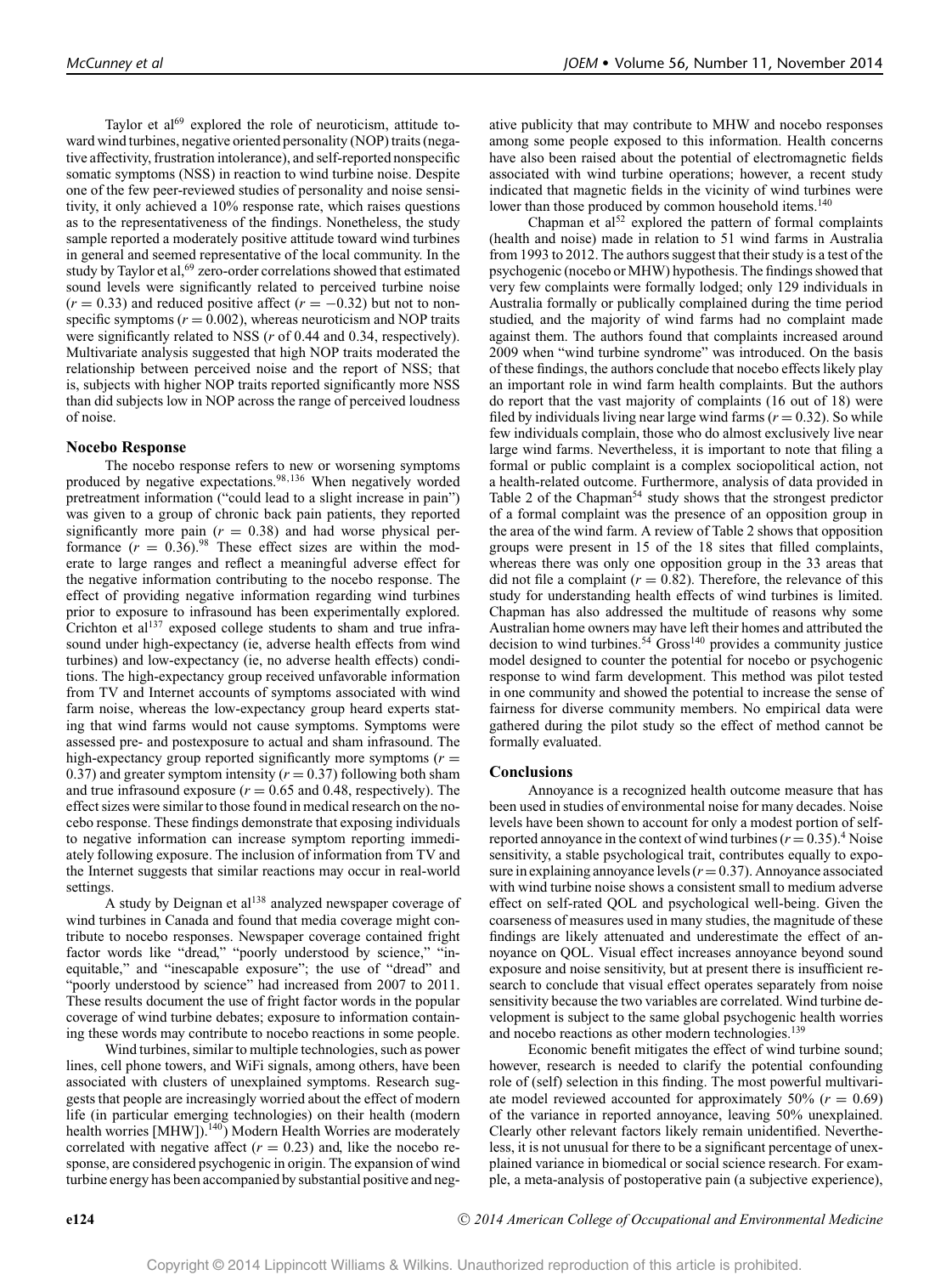Taylor et al[69] explored the role of neuroticism, attitude toward wind turbines, negative oriented personality (NOP) traits (negative affectivity, frustration intolerance), and self-reported nonspecific somatic symptoms (NSS) in reaction to wind turbine noise. Despite one of the few peer-reviewed studies of personality and noise sensitivity, it only achieved a 10% response rate, which raises questions as to the representativeness of the findings. Nonetheless, the study sample reported a moderately positive attitude toward wind turbines in general and seemed representative of the local community. In the study by Taylor et al,[69] zero-order correlations showed that estimated sound levels were significantly related to perceived turbine noise ($r = 0.33$) and reduced positive affect ($r = -0.32$) but not to nonspecific symptoms ($r = 0.002$), whereas neuroticism and NOP traits were significantly related to NSS ($r$ of 0.44 and 0.34, respectively). Multivariate analysis suggested that high NOP traits moderated the relationship between perceived noise and the report of NSS; that is, subjects with higher NOP traits reported significantly more NSS than did subjects low in NOP across the range of perceived loudness of noise.

### Nocebo Response

The nocebo response refers to new or worsening symptoms produced by negative expectations.[98,136] When negatively worded pretreatment information ("could lead to a slight increase in pain") was given to a group of chronic back pain patients, they reported significantly more pain ($r = 0.38$) and had worse physical performance ($r = 0.36$).[98] These effect sizes are within the moderate to large ranges and reflect a meaningful adverse effect for the negative information contributing to the nocebo response. The effect of providing negative information regarding wind turbines prior to exposure to infrasound has been experimentally explored. Crichton et al[137] exposed college students to sham and true infrasound under high-expectancy (ie, adverse health effects from wind turbines) and low-expectancy (ie, no adverse health effects) conditions. The high-expectancy group received unfavorable information from TV and Internet accounts of symptoms associated with wind farm noise, whereas the low-expectancy group heard experts stating that wind farms would not cause symptoms. Symptoms were assessed pre- and postexposure to actual and sham infrasound. The high-expectancy group reported significantly more symptoms ($r = 0.37$) and greater symptom intensity ($r = 0.37$) following both sham and true infrasound exposure ($r = 0.65$ and 0.48, respectively). The effect sizes were similar to those found in medical research on the nocebo response. These findings demonstrate that exposing individuals to negative information can increase symptom reporting immediately following exposure. The inclusion of information from TV and the Internet suggests that similar reactions may occur in real-world settings.

A study by Deignan et al[138] analyzed newspaper coverage of wind turbines in Canada and found that media coverage might contribute to nocebo responses. Newspaper coverage contained fright factor words like "dread," "poorly understood by science," "inequitable," and "inescapable exposure"; the use of "dread" and "poorly understood by science" had increased from 2007 to 2011. These results document the use of fright factor words in the popular coverage of wind turbine debates; exposure to information containing these words may contribute to nocebo reactions in some people.

Wind turbines, similar to multiple technologies, such as power lines, cell phone towers, and WiFi signals, among others, have been associated with clusters of unexplained symptoms. Research suggests that people are increasingly worried about the effect of modern life (in particular emerging technologies) on their health (modern health worries [MHW]).[140] Modern Health Worries are moderately correlated with negative affect ($r = 0.23$) and, like the nocebo response, are considered psychogenic in origin. The expansion of wind turbine energy has been accompanied by substantial positive and negative publicity that may contribute to MHW and nocebo responses among some people exposed to this information. Health concerns have also been raised about the potential of electromagnetic fields associated with wind turbine operations; however, a recent study indicated that magnetic fields in the vicinity of wind turbines were lower than those produced by common household items.[140]

Chapman et al[52] explored the pattern of formal complaints (health and noise) made in relation to 51 wind farms in Australia from 1993 to 2012. The authors suggest that their study is a test of the psychogenic (nocebo or MHW) hypothesis. The findings showed that very few complaints were formally lodged; only 129 individuals in Australia formally or publically complained during the time period studied, and the majority of wind farms had no complaint made against them. The authors found that complaints increased around 2009 when "wind turbine syndrome" was introduced. On the basis of these findings, the authors conclude that nocebo effects likely play an important role in wind farm health complaints. But the authors do report that the vast majority of complaints (16 out of 18) were filed by individuals living near large wind farms ($r = 0.32$). So while few individuals complain, those who do almost exclusively live near large wind farms. Nevertheless, it is important to note that filing a formal or public complaint is a complex sociopolitical action, not a health-related outcome. Furthermore, analysis of data provided in Table 2 of the Chapman[54] study shows that the strongest predictor of a formal complaint was the presence of an opposition group in the area of the wind farm. A review of Table 2 shows that opposition groups were present in 15 of the 18 sites that filled complaints, whereas there was only one opposition group in the 33 areas that did not file a complaint ($r = 0.82$). Therefore, the relevance of this study for understanding health effects of wind turbines is limited. Chapman has also addressed the multitude of reasons why some Australian home owners may have left their homes and attributed the decision to wind turbines.[54] Gross[140] provides a community justice model designed to counter the potential for nocebo or psychogenic response to wind farm development. This method was pilot tested in one community and showed the potential to increase the sense of fairness for diverse community members. No empirical data were gathered during the pilot study so the effect of method cannot be formally evaluated.

### Conclusions

Annoyance is a recognized health outcome measure that has been used in studies of environmental noise for many decades. Noise levels have been shown to account for only a modest portion of self-reported annoyance in the context of wind turbines ($r = 0.35$).[4] Noise sensitivity, a stable psychological trait, contributes equally to exposure in explaining annoyance levels ($r = 0.37$). Annoyance associated with wind turbine noise shows a consistent small to medium adverse effect on self-rated QOL and psychological well-being. Given the coarseness of measures used in many studies, the magnitude of these findings are likely attenuated and underestimate the effect of annoyance on QOL. Visual effect increases annoyance beyond sound exposure and noise sensitivity, but at present there is insufficient research to conclude that visual effect operates separately from noise sensitivity because the two variables are correlated. Wind turbine development is subject to the same global psychogenic health worries and nocebo reactions as other modern technologies.[139]

Economic benefit mitigates the effect of wind turbine sound; however, research is needed to clarify the potential confounding role of (self) selection in this finding. The most powerful multivariate model reviewed accounted for approximately 50% ($r = 0.69$) of the variance in reported annoyance, leaving 50% unexplained. Clearly other relevant factors likely remain unidentified. Nevertheless, it is not unusual for there to be a significant percentage of unexplained variance in biomedical or social science research. For example, a meta-analysis of postoperative pain (a subjective experience),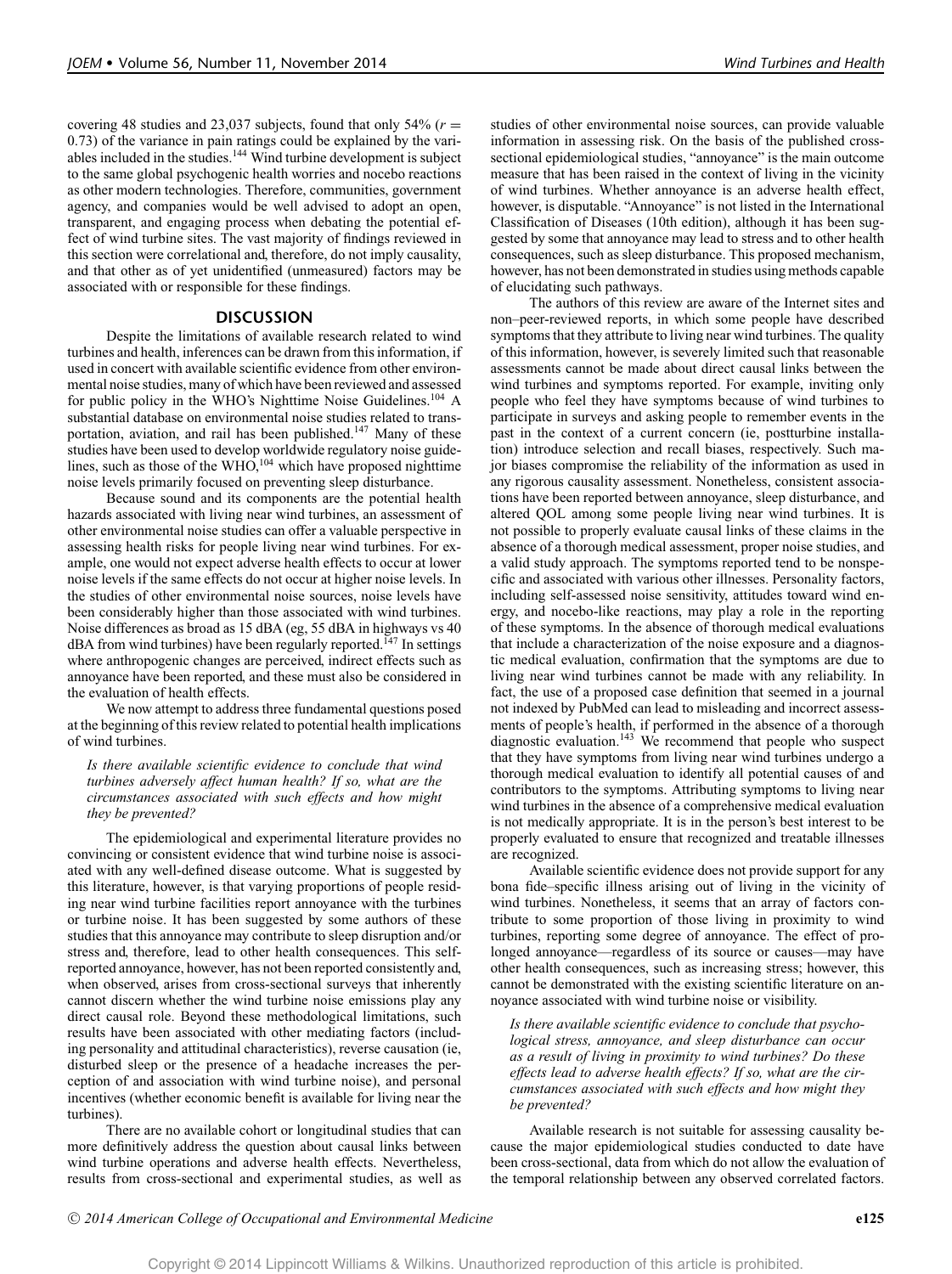covering 48 studies and 23,037 subjects, found that only 54% ($r = 0.73$) of the variance in pain ratings could be explained by the variables included in the studies.[144] Wind turbine development is subject to the same global psychogenic health worries and nocebo reactions as other modern technologies. Therefore, communities, government agency, and companies would be well advised to adopt an open, transparent, and engaging process when debating the potential effect of wind turbine sites. The vast majority of findings reviewed in this section were correlational and, therefore, do not imply causality, and that other as of yet unidentified (unmeasured) factors may be associated with or responsible for these findings.

## DISCUSSION

Despite the limitations of available research related to wind turbines and health, inferences can be drawn from this information, if used in concert with available scientific evidence from other environmental noise studies, many of which have been reviewed and assessed for public policy in the WHO's Nighttime Noise Guidelines.[104] A substantial database on environmental noise studies related to transportation, aviation, and rail has been published.[147] Many of these studies have been used to develop worldwide regulatory noise guidelines, such as those of the WHO,[104] which have proposed nighttime noise levels primarily focused on preventing sleep disturbance.

Because sound and its components are the potential health hazards associated with living near wind turbines, an assessment of other environmental noise studies can offer a valuable perspective in assessing health risks for people living near wind turbines. For example, one would not expect adverse health effects to occur at lower noise levels if the same effects do not occur at higher noise levels. In the studies of other environmental noise sources, noise levels have been considerably higher than those associated with wind turbines. Noise differences as broad as 15 dBA (eg, 55 dBA in highways vs 40 dBA from wind turbines) have been regularly reported.[147] In settings where anthropogenic changes are perceived, indirect effects such as annoyance have been reported, and these must also be considered in the evaluation of health effects.

We now attempt to address three fundamental questions posed at the beginning of this review related to potential health implications of wind turbines.

*Is there available scientific evidence to conclude that wind turbines adversely affect human health? If so, what are the circumstances associated with such effects and how might they be prevented?*

The epidemiological and experimental literature provides no convincing or consistent evidence that wind turbine noise is associated with any well-defined disease outcome. What is suggested by this literature, however, is that varying proportions of people residing near wind turbine facilities report annoyance with the turbines or turbine noise. It has been suggested by some authors of these studies that this annoyance may contribute to sleep disruption and/or stress and, therefore, lead to other health consequences. This self-reported annoyance, however, has not been reported consistently and, when observed, arises from cross-sectional surveys that inherently cannot discern whether the wind turbine noise emissions play any direct causal role. Beyond these methodological limitations, such results have been associated with other mediating factors (including personality and attitudinal characteristics), reverse causation (ie, disturbed sleep or the presence of a headache increases the perception of and association with wind turbine noise), and personal incentives (whether economic benefit is available for living near the turbines).

There are no available cohort or longitudinal studies that can more definitively address the question about causal links between wind turbine operations and adverse health effects. Nevertheless, results from cross-sectional and experimental studies, as well as studies of other environmental noise sources, can provide valuable information in assessing risk. On the basis of the published cross-sectional epidemiological studies, "annoyance" is the main outcome measure that has been raised in the context of living in the vicinity of wind turbines. Whether annoyance is an adverse health effect, however, is disputable. "Annoyance" is not listed in the International Classification of Diseases (10th edition), although it has been suggested by some that annoyance may lead to stress and to other health consequences, such as sleep disturbance. This proposed mechanism, however, has not been demonstrated in studies using methods capable of elucidating such pathways.

The authors of this review are aware of the Internet sites and non–peer-reviewed reports, in which some people have described symptoms that they attribute to living near wind turbines. The quality of this information, however, is severely limited such that reasonable assessments cannot be made about direct causal links between the wind turbines and symptoms reported. For example, inviting only people who feel they have symptoms because of wind turbines to participate in surveys and asking people to remember events in the past in the context of a current concern (ie, postturbine installation) introduce selection and recall biases, respectively. Such major biases compromise the reliability of the information as used in any rigorous causality assessment. Nonetheless, consistent associations have been reported between annoyance, sleep disturbance, and altered QOL among some people living near wind turbines. It is not possible to properly evaluate causal links of these claims in the absence of a thorough medical assessment, proper noise studies, and a valid study approach. The symptoms reported tend to be nonspecific and associated with various other illnesses. Personality factors, including self-assessed noise sensitivity, attitudes toward wind energy, and nocebo-like reactions, may play a role in the reporting of these symptoms. In the absence of thorough medical evaluations that include a characterization of the noise exposure and a diagnostic medical evaluation, confirmation that the symptoms are due to living near wind turbines cannot be made with any reliability. In fact, the use of a proposed case definition that seemed in a journal not indexed by PubMed can lead to misleading and incorrect assessments of people's health, if performed in the absence of a thorough diagnostic evaluation.[143] We recommend that people who suspect that they have symptoms from living near wind turbines undergo a thorough medical evaluation to identify all potential causes of and contributors to the symptoms. Attributing symptoms to living near wind turbines in the absence of a comprehensive medical evaluation is not medically appropriate. It is in the person's best interest to be properly evaluated to ensure that recognized and treatable illnesses are recognized.

Available scientific evidence does not provide support for any bona fide–specific illness arising out of living in the vicinity of wind turbines. Nonetheless, it seems that an array of factors contribute to some proportion of those living in proximity to wind turbines, reporting some degree of annoyance. The effect of prolonged annoyance—regardless of its source or causes—may have other health consequences, such as increasing stress; however, this cannot be demonstrated with the existing scientific literature on annoyance associated with wind turbine noise or visibility.

*Is there available scientific evidence to conclude that psychological stress, annoyance, and sleep disturbance can occur as a result of living in proximity to wind turbines? Do these effects lead to adverse health effects? If so, what are the circumstances associated with such effects and how might they be prevented?*

Available research is not suitable for assessing causality because the major epidemiological studies conducted to date have been cross-sectional, data from which do not allow the evaluation of the temporal relationship between any observed correlated factors.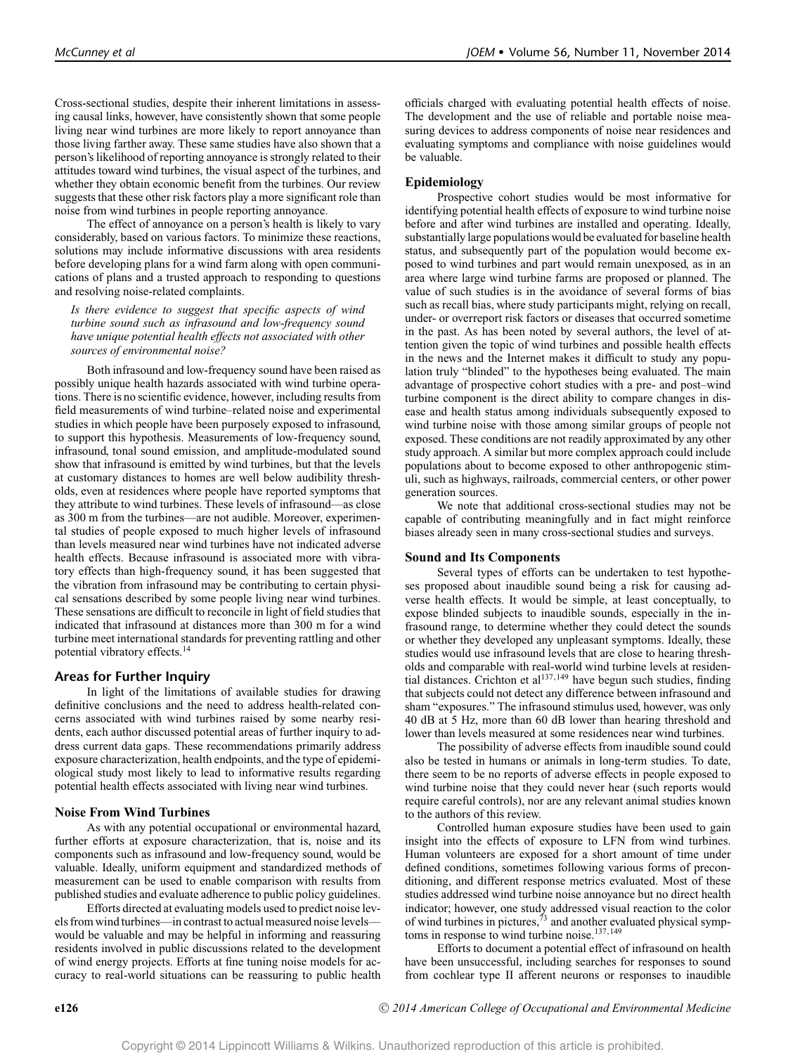Cross-sectional studies, despite their inherent limitations in assessing causal links, however, have consistently shown that some people living near wind turbines are more likely to report annoyance than those living farther away. These same studies have also shown that a person's likelihood of reporting annoyance is strongly related to their attitudes toward wind turbines, the visual aspect of the turbines, and whether they obtain economic benefit from the turbines. Our review suggests that these other risk factors play a more significant role than noise from wind turbines in people reporting annoyance.

The effect of annoyance on a person's health is likely to vary considerably, based on various factors. To minimize these reactions, solutions may include informative discussions with area residents before developing plans for a wind farm along with open communications of plans and a trusted approach to responding to questions and resolving noise-related complaints.

*Is there evidence to suggest that specific aspects of wind turbine sound such as infrasound and low-frequency sound have unique potential health effects not associated with other sources of environmental noise?*

Both infrasound and low-frequency sound have been raised as possibly unique health hazards associated with wind turbine operations. There is no scientific evidence, however, including results from field measurements of wind turbine–related noise and experimental studies in which people have been purposely exposed to infrasound, to support this hypothesis. Measurements of low-frequency sound, infrasound, tonal sound emission, and amplitude-modulated sound show that infrasound is emitted by wind turbines, but that the levels at customary distances to homes are well below audibility thresholds, even at residences where people have reported symptoms that they attribute to wind turbines. These levels of infrasound—as close as 300 m from the turbines—are not audible. Moreover, experimental studies of people exposed to much higher levels of infrasound than levels measured near wind turbines have not indicated adverse health effects. Because infrasound is associated more with vibratory effects than high-frequency sound, it has been suggested that the vibration from infrasound may be contributing to certain physical sensations described by some people living near wind turbines. These sensations are difficult to reconcile in light of field studies that indicated that infrasound at distances more than 300 m for a wind turbine meet international standards for preventing rattling and other potential vibratory effects.[14]

## Areas for Further Inquiry

In light of the limitations of available studies for drawing definitive conclusions and the need to address health-related concerns associated with wind turbines raised by some nearby residents, each author discussed potential areas of further inquiry to address current data gaps. These recommendations primarily address exposure characterization, health endpoints, and the type of epidemiological study most likely to lead to informative results regarding potential health effects associated with living near wind turbines.

### Noise From Wind Turbines

As with any potential occupational or environmental hazard, further efforts at exposure characterization, that is, noise and its components such as infrasound and low-frequency sound, would be valuable. Ideally, uniform equipment and standardized methods of measurement can be used to enable comparison with results from published studies and evaluate adherence to public policy guidelines.

Efforts directed at evaluating models used to predict noise levels from wind turbines—in contrast to actual measured noise levels—would be valuable and may be helpful in informing and reassuring residents involved in public discussions related to the development of wind energy projects. Efforts at fine tuning noise models for accuracy to real-world situations can be reassuring to public health officials charged with evaluating potential health effects of noise. The development and the use of reliable and portable noise measuring devices to address components of noise near residences and evaluating symptoms and compliance with noise guidelines would be valuable.

### Epidemiology

Prospective cohort studies would be most informative for identifying potential health effects of exposure to wind turbine noise before and after wind turbines are installed and operating. Ideally, substantially large populations would be evaluated for baseline health status, and subsequently part of the population would become exposed to wind turbines and part would remain unexposed, as in an area where large wind turbine farms are proposed or planned. The value of such studies is in the avoidance of several forms of bias such as recall bias, where study participants might, relying on recall, under- or overreport risk factors or diseases that occurred sometime in the past. As has been noted by several authors, the level of attention given the topic of wind turbines and possible health effects in the news and the Internet makes it difficult to study any population truly "blinded" to the hypotheses being evaluated. The main advantage of prospective cohort studies with a pre- and post–wind turbine component is the direct ability to compare changes in disease and health status among individuals subsequently exposed to wind turbine noise with those among similar groups of people not exposed. These conditions are not readily approximated by any other study approach. A similar but more complex approach could include populations about to become exposed to other anthropogenic stimuli, such as highways, railroads, commercial centers, or other power generation sources.

We note that additional cross-sectional studies may not be capable of contributing meaningfully and in fact might reinforce biases already seen in many cross-sectional studies and surveys.

### Sound and Its Components

Several types of efforts can be undertaken to test hypotheses proposed about inaudible sound being a risk for causing adverse health effects. It would be simple, at least conceptually, to expose blinded subjects to inaudible sounds, especially in the infrasound range, to determine whether they could detect the sounds or whether they developed any unpleasant symptoms. Ideally, these studies would use infrasound levels that are close to hearing thresholds and comparable with real-world wind turbine levels at residential distances. Crichton et al[137,149] have begun such studies, finding that subjects could not detect any difference between infrasound and sham "exposures." The infrasound stimulus used, however, was only 40 dB at 5 Hz, more than 60 dB lower than hearing threshold and lower than levels measured at some residences near wind turbines.

The possibility of adverse effects from inaudible sound could also be tested in humans or animals in long-term studies. To date, there seem to be no reports of adverse effects in people exposed to wind turbine noise that they could never hear (such reports would require careful controls), nor are any relevant animal studies known to the authors of this review.

Controlled human exposure studies have been used to gain insight into the effects of exposure to LFN from wind turbines. Human volunteers are exposed for a short amount of time under defined conditions, sometimes following various forms of preconditioning, and different response metrics evaluated. Most of these studies addressed wind turbine noise annoyance but no direct health indicator; however, one study addressed visual reaction to the color of wind turbines in pictures,[73] and another evaluated physical symptoms in response to wind turbine noise.[137,149]

Efforts to document a potential effect of infrasound on health have been unsuccessful, including searches for responses to sound from cochlear type II afferent neurons or responses to inaudible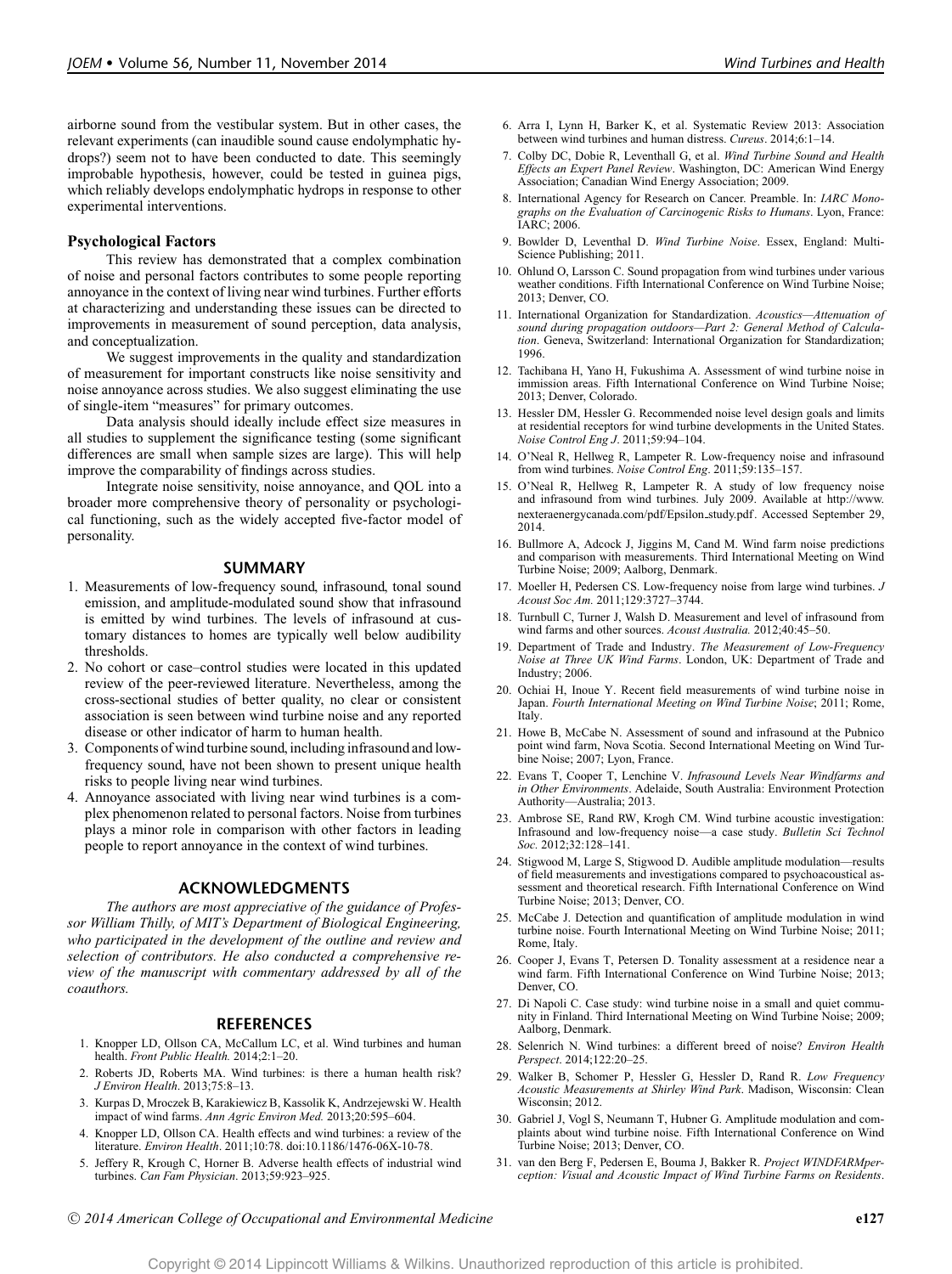airborne sound from the vestibular system. But in other cases, the relevant experiments (can inaudible sound cause endolymphatic hydrops?) seem not to have been conducted to date. This seemingly improbable hypothesis, however, could be tested in guinea pigs, which reliably develops endolymphatic hydrops in response to other experimental interventions.

### Psychological Factors

This review has demonstrated that a complex combination of noise and personal factors contributes to some people reporting annoyance in the context of living near wind turbines. Further efforts at characterizing and understanding these issues can be directed to improvements in measurement of sound perception, data analysis, and conceptualization.

We suggest improvements in the quality and standardization of measurement for important constructs like noise sensitivity and noise annoyance across studies. We also suggest eliminating the use of single-item "measures" for primary outcomes.

Data analysis should ideally include effect size measures in all studies to supplement the significance testing (some significant differences are small when sample sizes are large). This will help improve the comparability of findings across studies.

Integrate noise sensitivity, noise annoyance, and QOL into a broader more comprehensive theory of personality or psychological functioning, such as the widely accepted five-factor model of personality.

## SUMMARY

1. Measurements of low-frequency sound, infrasound, tonal sound emission, and amplitude-modulated sound show that infrasound is emitted by wind turbines. The levels of infrasound at customary distances to homes are typically well below audibility thresholds.
2. No cohort or case–control studies were located in this updated review of the peer-reviewed literature. Nevertheless, among the cross-sectional studies of better quality, no clear or consistent association is seen between wind turbine noise and any reported disease or other indicator of harm to human health.
3. Components of wind turbine sound, including infrasound and low-frequency sound, have not been shown to present unique health risks to people living near wind turbines.
4. Annoyance associated with living near wind turbines is a complex phenomenon related to personal factors. Noise from turbines plays a minor role in comparison with other factors in leading people to report annoyance in the context of wind turbines.

## ACKNOWLEDGMENTS

*The authors are most appreciative of the guidance of Professor William Thilly, of MIT's Department of Biological Engineering, who participated in the development of the outline and review and selection of contributors. He also conducted a comprehensive review of the manuscript with commentary addressed by all of the coauthors.*

## REFERENCES

1. Knopper LD, Ollson CA, McCallum LC, et al. Wind turbines and human health. *Front Public Health.* 2014;2:1–20.
2. Roberts JD, Roberts MA. Wind turbines: is there a human health risk? *J Environ Health*. 2013;75:8–13.
3. Kurpas D, Mroczek B, Karakiewicz B, Kassolik K, Andrzejewski W. Health impact of wind farms. *Ann Agric Environ Med.* 2013;20:595–604.
4. Knopper LD, Ollson CA. Health effects and wind turbines: a review of the literature. *Environ Health*. 2011;10:78. doi:10.1186/1476-06X-10-78.
5. Jeffery R, Krough C, Horner B. Adverse health effects of industrial wind turbines. *Can Fam Physician*. 2013;59:923–925.
6. Arra I, Lynn H, Barker K, et al. Systematic Review 2013: Association between wind turbines and human distress. *Cureus*. 2014;6:1–14.
7. Colby DC, Dobie R, Leventhall G, et al. *Wind Turbine Sound and Health Effects an Expert Panel Review*. Washington, DC: American Wind Energy Association; Canadian Wind Energy Association; 2009.
8. International Agency for Research on Cancer. Preamble. In: *IARC Monographs on the Evaluation of Carcinogenic Risks to Humans*. Lyon, France: IARC; 2006.
9. Bowlder D, Leventhal D. *Wind Turbine Noise*. Essex, England: Multi-Science Publishing; 2011.
10. Ohlund O, Larsson C. Sound propagation from wind turbines under various weather conditions. Fifth International Conference on Wind Turbine Noise; 2013; Denver, CO.
11. International Organization for Standardization. *Acoustics—Attenuation of sound during propagation outdoors—Part 2: General Method of Calculation*. Geneva, Switzerland: International Organization for Standardization; 1996.
12. Tachibana H, Yano H, Fukushima A. Assessment of wind turbine noise in immission areas. Fifth International Conference on Wind Turbine Noise; 2013; Denver, Colorado.
13. Hessler DM, Hessler G. Recommended noise level design goals and limits at residential receptors for wind turbine developments in the United States. *Noise Control Eng J*. 2011;59:94–104.
14. O'Neal R, Hellweg R, Lampeter R. Low-frequency noise and infrasound from wind turbines. *Noise Control Eng*. 2011;59:135–157.
15. O'Neal R, Hellweg R, Lampeter R. A study of low frequency noise and infrasound from wind turbines. July 2009. Available at http://www.nexteraenergycanada.com/pdf/Epsilon_study.pdf. Accessed September 29, 2014.
16. Bullmore A, Adcock J, Jiggins M, Cand M. Wind farm noise predictions and comparison with measurements. Third International Meeting on Wind Turbine Noise; 2009; Aalborg, Denmark.
17. Moeller H, Pedersen CS. Low-frequency noise from large wind turbines. *J Acoust Soc Am.* 2011;129:3727–3744.
18. Turnbull C, Turner J, Walsh D. Measurement and level of infrasound from wind farms and other sources. *Acoust Australia.* 2012;40:45–50.
19. Department of Trade and Industry. *The Measurement of Low-Frequency Noise at Three UK Wind Farms*. London, UK: Department of Trade and Industry; 2006.
20. Ochiai H, Inoue Y. Recent field measurements of wind turbine noise in Japan. *Fourth International Meeting on Wind Turbine Noise*; 2011; Rome, Italy.
21. Howe B, McCabe N. Assessment of sound and infrasound at the Pubnico point wind farm, Nova Scotia. Second International Meeting on Wind Turbine Noise; 2007; Lyon, France.
22. Evans T, Cooper T, Lenchine V. *Infrasound Levels Near Windfarms and in Other Environments*. Adelaide, South Australia: Environment Protection Authority—Australia; 2013.
23. Ambrose SE, Rand RW, Krogh CM. Wind turbine acoustic investigation: Infrasound and low-frequency noise—a case study. *Bulletin Sci Technol Soc.* 2012;32:128–141.
24. Stigwood M, Large S, Stigwood D. Audible amplitude modulation—results of field measurements and investigations compared to psychoacoustical assessment and theoretical research. Fifth International Conference on Wind Turbine Noise; 2013; Denver, CO.
25. McCabe J. Detection and quantification of amplitude modulation in wind turbine noise. Fourth International Meeting on Wind Turbine Noise; 2011; Rome, Italy.
26. Cooper J, Evans T, Petersen D. Tonality assessment at a residence near a wind farm. Fifth International Conference on Wind Turbine Noise; 2013; Denver, CO.
27. Di Napoli C. Case study: wind turbine noise in a small and quiet community in Finland. Third International Meeting on Wind Turbine Noise; 2009; Aalborg, Denmark.
28. Selenrich N. Wind turbines: a different breed of noise? *Environ Health Perspect*. 2014;122:20–25.
29. Walker B, Schomer P, Hessler G, Hessler D, Rand R. *Low Frequency Acoustic Measurements at Shirley Wind Park*. Madison, Wisconsin: Clean Wisconsin; 2012.
30. Gabriel J, Vogl S, Neumann T, Hubner G. Amplitude modulation and complaints about wind turbine noise. Fifth International Conference on Wind Turbine Noise; 2013; Denver, CO.
31. van den Berg F, Pedersen E, Bouma J, Bakker R. *Project WINDFARMperception: Visual and Acoustic Impact of Wind Turbine Farms on Residents*.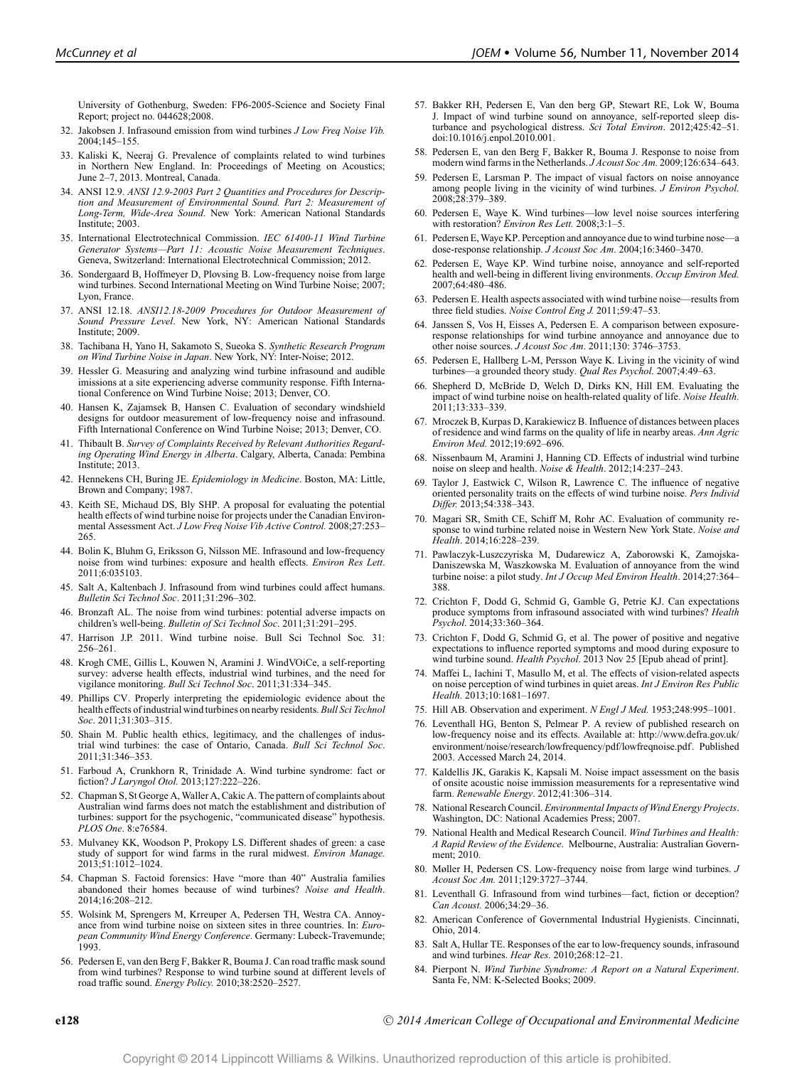University of Gothenburg, Sweden: FP6-2005-Science and Society Final Report; project no. 044628;2008.

32. Jakobsen J. Infrasound emission from wind turbines *J Low Freq Noise Vib.* 2004;145–155.
33. Kaliski K, Neeraj G. Prevalence of complaints related to wind turbines in Northern New England. In: Proceedings of Meeting on Acoustics; June 2–7, 2013. Montreal, Canada.
34. ANSI 12.9. *ANSI 12.9-2003 Part 2 Quantities and Procedures for Description and Measurement of Environmental Sound. Part 2: Measurement of Long-Term, Wide-Area Sound*. New York: American National Standards Institute; 2003.
35. International Electrotechnical Commission. *IEC 61400-11 Wind Turbine Generator Systems—Part 11: Acoustic Noise Measurement Techniques*. Geneva, Switzerland: International Electrotechnical Commission; 2012.
36. Sondergaard B, Hoffmeyer D, Plovsing B. Low-frequency noise from large wind turbines. Second International Meeting on Wind Turbine Noise; 2007; Lyon, France.
37. ANSI 12.18. *ANSI12.18-2009 Procedures for Outdoor Measurement of Sound Pressure Level*. New York, NY: American National Standards Institute; 2009.
38. Tachibana H, Yano H, Sakamoto S, Sueoka S. *Synthetic Research Program on Wind Turbine Noise in Japan*. New York, NY: Inter-Noise; 2012.
39. Hessler G. Measuring and analyzing wind turbine infrasound and audible emissions at a site experiencing adverse community response. Fifth International Conference on Wind Turbine Noise; 2013; Denver, CO.
40. Hansen K, Zajamsek B, Hansen C. Evaluation of secondary windshield designs for outdoor measurement of low-frequency noise and infrasound. Fifth International Conference on Wind Turbine Noise; 2013; Denver, CO.
41. Thibault B. *Survey of Complaints Received by Relevant Authorities Regarding Operating Wind Energy in Alberta*. Calgary, Alberta, Canada: Pembina Institute; 2013.
42. Hennekens CH, Buring JE. *Epidemiology in Medicine*. Boston, MA: Little, Brown and Company; 1987.
43. Keith SE, Michaud DS, Bly SHP. A proposal for evaluating the potential health effects of wind turbine noise for projects under the Canadian Environmental Assessment Act. *J Low Freq Noise Vib Active Control.* 2008;27:253–265.
44. Bolin K, Bluhm G, Eriksson G, Nilsson ME. Infrasound and low-frequency noise from wind turbines: exposure and health effects. *Environ Res Lett*. 2011;6:035103.
45. Salt A, Kaltenbach J. Infrasound from wind turbines could affect humans. *Bulletin Sci Technol Soc*. 2011;31:296–302.
46. Bronzaft AL. The noise from wind turbines: potential adverse impacts on children's well-being. *Bulletin of Sci Technol Soc*. 2011;31:291–295.
47. Harrison J.P. 2011. Wind turbine noise. Bull Sci Technol Soc*.* 31: 256–261.
48. Krogh CME, Gillis L, Kouwen N, Aramini J. WindVOiCe, a self-reporting survey: adverse health effects, industrial wind turbines, and the need for vigilance monitoring. *Bull Sci Technol Soc*. 2011;31:334–345.
49. Phillips CV. Properly interpreting the epidemiologic evidence about the health effects of industrial wind turbines on nearby residents. *Bull Sci Technol Soc*. 2011;31:303–315.
50. Shain M. Public health ethics, legitimacy, and the challenges of industrial wind turbines: the case of Ontario, Canada. *Bull Sci Technol Soc*. 2011;31:346–353.
51. Farboud A, Crunkhorn R, Trinidade A. Wind turbine syndrome: fact or fiction? *J Laryngol Otol.* 2013;127:222–226.
52. Chapman S, St George A, Waller A, Cakic A. The pattern of complaints about Australian wind farms does not match the establishment and distribution of turbines: support for the psychogenic, "communicated disease" hypothesis. *PLOS One*. 8:e76584.
53. Mulvaney KK, Woodson P, Prokopy LS. Different shades of green: a case study of support for wind farms in the rural midwest. *Environ Manage.* 2013;51:1012–1024.
54. Chapman S. Factoid forensics: Have "more than 40" Australia families abandoned their homes because of wind turbines? *Noise and Health*. 2014;16:208–212.
55. Wolsink M, Sprengers M, Kreuper A, Pedersen TH, Westra CA. Annoyance from wind turbine noise on sixteen sites in three countries. In: *European Community Wind Energy Conference*. Germany: Lubeck-Travemunde; 1993.
56. Pedersen E, van den Berg F, Bakker R, Bouma J. Can road traffic mask sound from wind turbines? Response to wind turbine sound at different levels of road traffic sound. *Energy Policy.* 2010;38:2520–2527.
57. Bakker RH, Pedersen E, Van den berg GP, Stewart RE, Lok W, Bouma J. Impact of wind turbine sound on annoyance, self-reported sleep disturbance and psychological distress. *Sci Total Environ*. 2012;425:42–51. doi:10.1016/j.enpol.2010.001.
58. Pedersen E, van den Berg F, Bakker R, Bouma J. Response to noise from modern wind farms in the Netherlands. *J Acoust Soc Am*. 2009;126:634–643.
59. Pedersen E, Larsman P. The impact of visual factors on noise annoyance among people living in the vicinity of wind turbines. *J Environ Psychol.* 2008;28:379–389.
60. Pedersen E, Waye K. Wind turbines—low level noise sources interfering with restoration? *Environ Res Lett.* 2008;3:1–5.
61. Pedersen E, Waye KP. Perception and annoyance due to wind turbine nose—a dose-response relationship. *J Acoust Soc Am*. 2004;16:3460–3470.
62. Pedersen E, Waye KP. Wind turbine noise, annoyance and self-reported health and well-being in different living environments. *Occup Environ Med.* 2007;64:480–486.
63. Pedersen E. Health aspects associated with wind turbine noise—results from three field studies. *Noise Control Eng J.* 2011;59:47–53.
64. Janssen S, Vos H, Eisses A, Pedersen E. A comparison between exposure-response relationships for wind turbine annoyance and annoyance due to other noise sources. *J Acoust Soc Am*. 2011;130: 3746–3753.
65. Pedersen E, Hallberg L-M, Persson Waye K. Living in the vicinity of wind turbines—a grounded theory study. *Qual Res Psychol.* 2007;4:49–63.
66. Shepherd D, McBride D, Welch D, Dirks KN, Hill EM. Evaluating the impact of wind turbine noise on health-related quality of life. *Noise Health.* 2011;13:333–339.
67. Mroczek B, Kurpas D, Karakiewicz B. Influence of distances between places of residence and wind farms on the quality of life in nearby areas. *Ann Agric Environ Med.* 2012;19:692–696.
68. Nissenbaum M, Aramini J, Hanning CD. Effects of industrial wind turbine noise on sleep and health. *Noise & Health*. 2012;14:237–243.
69. Taylor J, Eastwick C, Wilson R, Lawrence C. The influence of negative oriented personality traits on the effects of wind turbine noise. *Pers Individ Differ.* 2013;54:338–343.
70. Magari SR, Smith CE, Schiff M, Rohr AC. Evaluation of community response to wind turbine related noise in Western New York State. *Noise and Health*. 2014;16:228–239.
71. Pawlaczyk-Luszczyriska M, Dudarewicz A, Zaborowski K, Zamojska-Daniszewska M, Waszkowska M. Evaluation of annoyance from the wind turbine noise: a pilot study. *Int J Occup Med Environ Health*. 2014;27:364–388.
72. Crichton F, Dodd G, Schmid G, Gamble G, Petrie KJ. Can expectations produce symptoms from infrasound associated with wind turbines? *Health Psychol*. 2014;33:360–364.
73. Crichton F, Dodd G, Schmid G, et al. The power of positive and negative expectations to influence reported symptoms and mood during exposure to wind turbine sound. *Health Psychol*. 2013 Nov 25 [Epub ahead of print].
74. Maffei L, Iachini T, Masullo M, et al. The effects of vision-related aspects on noise perception of wind turbines in quiet areas. *Int J Environ Res Public Health.* 2013;10:1681–1697.
75. Hill AB. Observation and experiment. *N Engl J Med.* 1953;248:995–1001.
76. Leventhall HG, Benton S, Pelmear P. A review of published research on low-frequency noise and its effects. Available at: http://www.defra.gov.uk/environment/noise/research/lowfrequency/pdf/lowfreqnoise.pdf. Published 2003. Accessed March 24, 2014.
77. Kaldellis JK, Garakis K, Kapsali M. Noise impact assessment on the basis of onsite acoustic noise immission measurements for a representative wind farm. *Renewable Energy*. 2012;41:306–314.
78. National Research Council. *Environmental Impacts of Wind Energy Projects*. Washington, DC: National Academies Press; 2007.
79. National Health and Medical Research Council. *Wind Turbines and Health: A Rapid Review of the Evidence*. Melbourne, Australia: Australian Government; 2010.
80. Møller H, Pedersen CS. Low-frequency noise from large wind turbines. *J Acoust Soc Am.* 2011;129:3727–3744.
81. Leventhall G. Infrasound from wind turbines—fact, fiction or deception? *Can Acoust.* 2006;34:29–36.
82. American Conference of Governmental Industrial Hygienists. Cincinnati, Ohio, 2014.
83. Salt A, Hullar TE. Responses of the ear to low-frequency sounds, infrasound and wind turbines. *Hear Res.* 2010;268:12–21.
84. Pierpont N. *Wind Turbine Syndrome: A Report on a Natural Experiment*. Santa Fe, NM: K-Selected Books; 2009.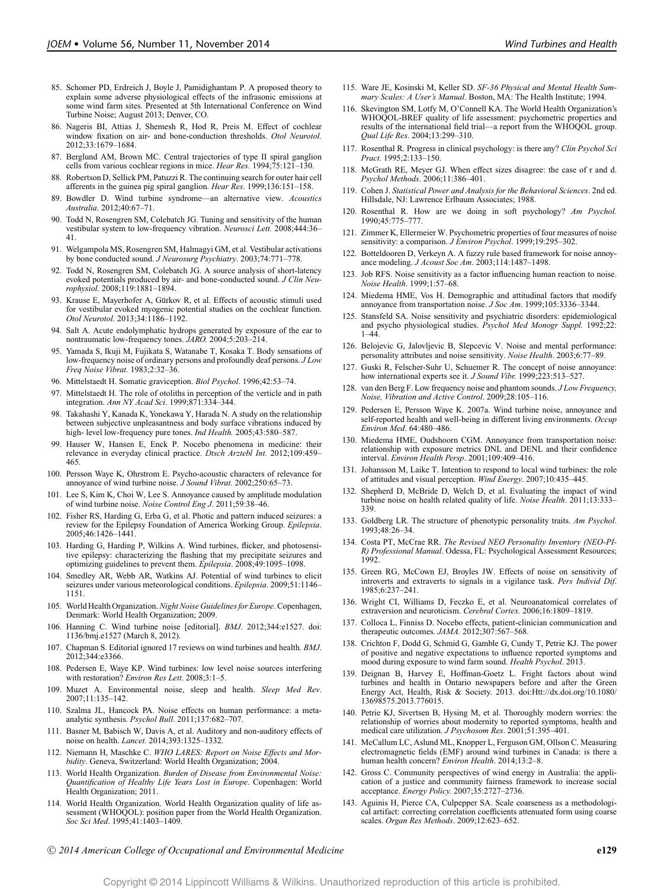85. Schomer PD, Erdreich J, Boyle J, Pamidighantam P. A proposed theory to explain some adverse physiological effects of the infrasonic emissions at some wind farm sites. Presented at 5th International Conference on Wind Turbine Noise; August 2013; Denver, CO.
86. Nageris BI, Attias J, Shemesh R, Hod R, Preis M. Effect of cochlear window fixation on air- and bone-conduction thresholds. *Otol Neurotol.* 2012;33:1679–1684.
87. Berglund AM, Brown MC. Central trajectories of type II spiral ganglion cells from various cochlear regions in mice. *Hear Res.* 1994;75:121–130.
88. Robertson D, Sellick PM, Patuzzi R. The continuing search for outer hair cell afferents in the guinea pig spiral ganglion. *Hear Res.* 1999;136:151–158.
89. Bowdler D. Wind turbine syndrome—an alternative view. *Acoustics Australia*. 2012;40:67–71.
90. Todd N, Rosengren SM, Colebatch JG. Tuning and sensitivity of the human vestibular system to low-frequency vibration. *Neurosci Lett.* 2008;444:36–41.
91. Welgampola MS, Rosengren SM, Halmagyi GM, et al. Vestibular activations by bone conducted sound. *J Neurosurg Psychiatry*. 2003;74:771–778.
92. Todd N, Rosengren SM, Colebatch JG. A source analysis of short-latency evoked potentials produced by air- and bone-conducted sound. *J Clin Neurophysiol.* 2008;119:1881–1894.
93. Krause E, Mayerhofer A, Gürkov R, et al. Effects of acoustic stimuli used for vestibular evoked myogenic potential studies on the cochlear function. *Otol Neurotol.* 2013;34:1186–1192.
94. Salt A. Acute endolymphatic hydrops generated by exposure of the ear to nontraumatic low-frequency tones. *JARO.* 2004;5:203–214.
95. Yamada S, Ikuji M, Fujikata S, Watanabe T, Kosaka T. Body sensations of low-frequency noise of ordinary persons and profoundly deaf persons. *J Low Freq Noise Vibrat.* 1983;2:32–36.
96. Mittelstaedt H. Somatic graviception. *Biol Psychol*. 1996;42:53–74.
97. Mittelstaedt H. The role of otoliths in perception of the verticle and in path integration. *Ann NY Acad Sci*. 1999;871:334–344.
98. Takahashi Y, Kanada K, Yonekawa Y, Harada N. A study on the relationship between subjective unpleasantness and body surface vibrations induced by high- level low-frequency pure tones. *Ind Health.* 2005;43:580–587.
99. Hauser W, Hansen E, Enck P. Nocebo phenomena in medicine: their relevance in everyday clinical practice. *Dtsch Arztebl Int.* 2012;109:459–465.
100. Persson Waye K, Ohrstrom E. Psycho-acoustic characters of relevance for annoyance of wind turbine noise. *J Sound Vibrat.* 2002;250:65–73.
101. Lee S, Kim K, Choi W, Lee S. Annoyance caused by amplitude modulation of wind turbine noise. *Noise Control Eng J*. 2011;59:38–46.
102. Fisher RS, Harding G, Erba G, et al. Photic and pattern induced seizures: a review for the Epilepsy Foundation of America Working Group. *Epilepsia*. 2005;46:1426–1441.
103. Harding G, Harding P, Wilkins A. Wind turbines, flicker, and photosensitive epilepsy: characterizing the flashing that my precipitate seizures and optimizing guidelines to prevent them. *Epilepsia*. 2008;49:1095–1098.
104. Smedley AR, Webb AR, Watkins AJ. Potential of wind turbines to elicit seizures under various meteorological conditions. *Epilepsia*. 2009;51:1146–1151.
105. World Health Organization. *Night Noise Guidelines for Europe*. Copenhagen, Denmark: World Health Organization; 2009.
106. Hanning C. Wind turbine noise [editorial]. *BMJ*. 2012;344:e1527. doi: 1136/bmj.e1527 (March 8, 2012).
107. Chapman S. Editorial ignored 17 reviews on wind turbines and health. *BMJ*. 2012;344:e3366.
108. Pedersen E, Waye KP. Wind turbines: low level noise sources interfering with restoration? *Environ Res Lett*. 2008;3:1–5.
109. Muzet A. Environmental noise, sleep and health. *Sleep Med Rev*. 2007;11:135–142.
110. Szalma JL, Hancock PA. Noise effects on human performance: a meta-analytic synthesis. *Psychol Bull*. 2011;137:682–707.
111. Basner M, Babisch W, Davis A, et al. Auditory and non-auditory effects of noise on health. *Lancet.* 2014;393:1325–1332.
112. Niemann H, Maschke C. *WHO LARES: Report on Noise Effects and Morbidity*. Geneva, Switzerland: World Health Organization; 2004.
113. World Health Organization. *Burden of Disease from Environmental Noise: Quantification of Healthy Life Years Lost in Europe*. Copenhagen: World Health Organization; 2011.
114. World Health Organization. World Health Organization quality of life assessment (WHOQOL): position paper from the World Health Organization. *Soc Sci Med*. 1995;41:1403–1409.
115. Ware JE, Kosinski M, Keller SD. *SF-36 Physical and Mental Health Summary Scales: A User's Manual*. Boston, MA: The Health Institute; 1994.
116. Skevington SM, Lotfy M, O'Connell KA. The World Health Organization's WHOQOL-BREF quality of life assessment: psychometric properties and results of the international field trial—a report from the WHOQOL group. *Qual Life Res*. 2004;13:299–310.
117. Rosenthal R. Progress in clinical psychology: is there any? *Clin Psychol Sci Pract.* 1995;2:133–150.
118. McGrath RE, Meyer GJ. When effect sizes disagree: the case of r and d. *Psychol Methods*. 2006;11:386–401.
119. Cohen J. *Statistical Power and Analysis for the Behavioral Sciences*. 2nd ed. Hillsdale, NJ: Lawrence Erlbaum Associates; 1988.
120. Rosenthal R. How are we doing in soft psychology? *Am Psychol.* 1990;45:775–777.
121. Zimmer K, Ellermeier W. Psychometric properties of four measures of noise sensitivity: a comparison. *J Environ Psychol*. 1999;19:295–302.
122. Botteldooren D, Verkeyn A. A fuzzy rule based framework for noise annoyance modeling. *J Acoust Soc Am*. 2003;114:1487–1498.
123. Job RFS. Noise sensitivity as a factor influencing human reaction to noise. *Noise Health*. 1999;1:57–68.
124. Miedema HME, Vos H. Demographic and attitudinal factors that modify annoyance from transportation noise. *J Soc Am*. 1999;105:3336–3344.
125. Stansfeld SA. Noise sensitivity and psychiatric disorders: epidemiological and psycho physiological studies. *Psychol Med Monogr Suppl.* 1992;22: 1–44.
126. Belojevic G, Jalovljevic B, Slepcevic V. Noise and mental performance: personality attributes and noise sensitivity. *Noise Health*. 2003;6:77–89.
127. Guski R, Felscher-Suhr U, Schuemer R. The concept of noise annoyance: how international experts see it. *J Sound Vibr.* 1999;223:513–527.
128. van den Berg F. Low frequency noise and phantom sounds. *J Low Frequency, Noise, Vibration and Active Control*. 2009;28:105–116.
129. Pedersen E, Persson Waye K. 2007a. Wind turbine noise, annoyance and self-reported health and well-being in different living environments. *Occup Environ Med*. 64:480–486.
130. Miedema HME, Oudshoorn CGM. Annoyance from transportation noise: relationship with exposure metrics DNL and DENL and their confidence interval. *Environ Health Persp*. 2001;109:409–416.
131. Johansson M, Laike T. Intention to respond to local wind turbines: the role of attitudes and visual perception. *Wind Energy*. 2007;10:435–445.
132. Shepherd D, McBride D, Welch D, et al. Evaluating the impact of wind turbine noise on health related quality of life. *Noise Health*. 2011;13:333–339.
133. Goldberg LR. The structure of phenotypic personality traits. *Am Psychol*. 1993;48:26–34.
134. Costa PT, McCrae RR. *The Revised NEO Personality Inventory (NEO-PI-R) Professional Manual*. Odessa, FL: Psychological Assessment Resources; 1992.
135. Green RG, McCown EJ, Broyles JW. Effects of noise on sensitivity of introverts and extraverts to signals in a vigilance task. *Pers Individ Dif*. 1985;6:237–241.
136. Wright CI, Williams D, Feczko E, et al. Neuroanatomical correlates of extraversion and neuroticism. *Cerebral Cortex.* 2006;16:1809–1819.
137. Colloca L, Finniss D. Nocebo effects, patient-clinician communication and therapeutic outcomes. *JAMA.* 2012;307:567–568.
138. Crichton F, Dodd G, Schmid G, Gamble G, Cundy T, Petrie KJ. The power of positive and negative expectations to influence reported symptoms and mood during exposure to wind farm sound. *Health Psychol*. 2013.
139. Deignan B, Harvey E, Hoffman-Goetz L. Fright factors about wind turbines and health in Ontario newspapers before and after the Green Energy Act, Health, Risk & Society. 2013. doi:Htt://dx.doi.org/10.1080/13698575.2013.776015.
140. Petrie KJ, Sivertsen B, Hysing M, et al. Thoroughly modern worries: the relationship of worries about modernity to reported symptoms, health and medical care utilization. *J Psychosom Res*. 2001;51:395–401.
141. McCallum LC, Aslund ML, Knopper L, Ferguson GM, Ollson C. Measuring electromagnetic fields (EMF) around wind turbines in Canada: is there a human health concern? *Environ Health*. 2014;13:2–8.
142. Gross C. Community perspectives of wind energy in Australia: the application of a justice and community fairness framework to increase social acceptance. *Energy Policy.* 2007;35:2727–2736.
143. Aguinis H, Pierce CA, Culpepper SA. Scale coarseness as a methodological artifact: correcting correlation coefficients attenuated form using coarse scales. *Organ Res Methods*. 2009;12:623–652.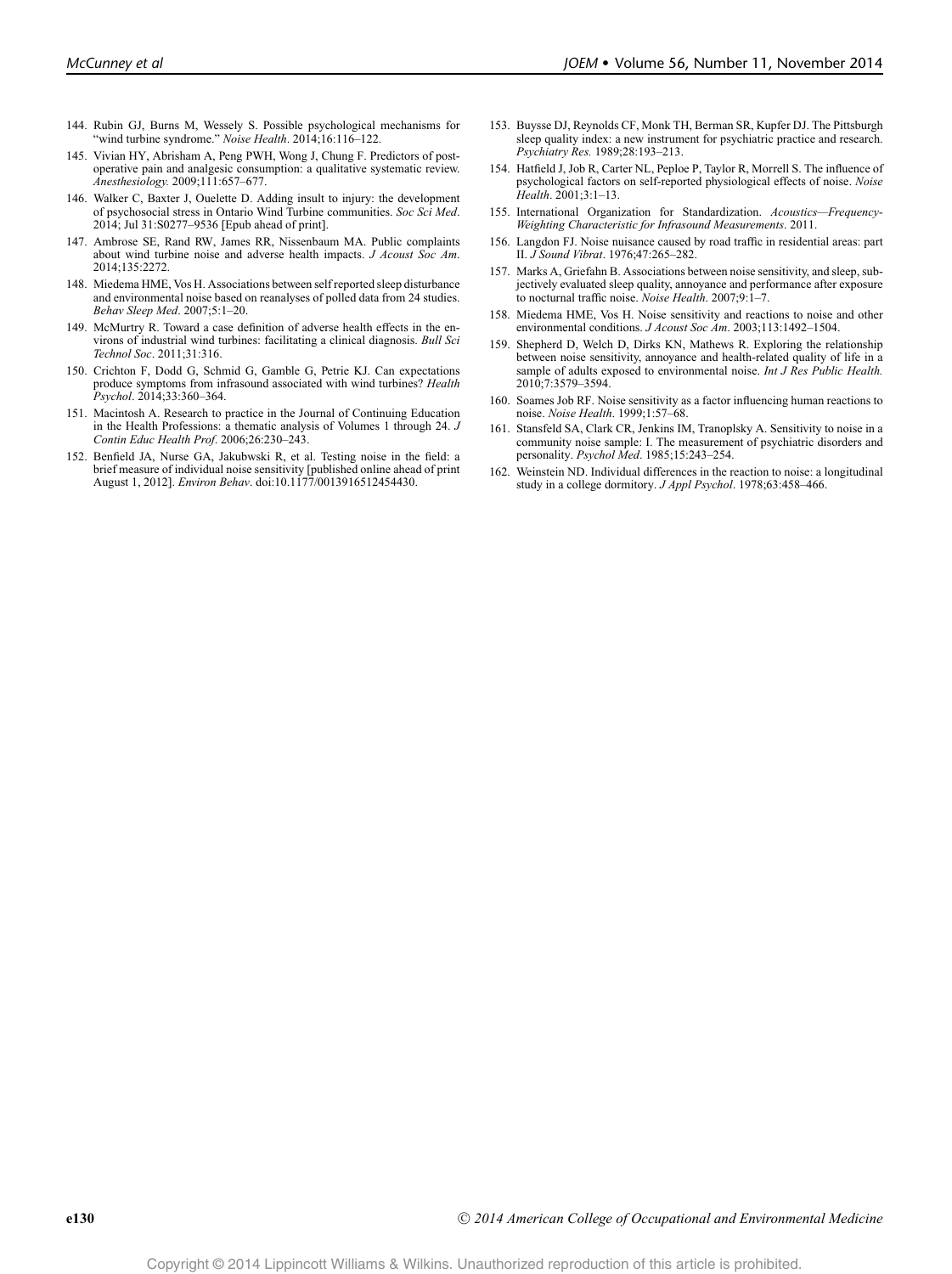144. Rubin GJ, Burns M, Wessely S. Possible psychological mechanisms for "wind turbine syndrome." *Noise Health*. 2014;16:116–122.
145. Vivian HY, Abrisham A, Peng PWH, Wong J, Chung F. Predictors of postoperative pain and analgesic consumption: a qualitative systematic review. *Anesthesiology.* 2009;111:657–677.
146. Walker C, Baxter J, Ouelette D. Adding insult to injury: the development of psychosocial stress in Ontario Wind Turbine communities. *Soc Sci Med*. 2014; Jul 31:S0277–9536 [Epub ahead of print].
147. Ambrose SE, Rand RW, James RR, Nissenbaum MA. Public complaints about wind turbine noise and adverse health impacts. *J Acoust Soc Am*. 2014;135:2272.
148. Miedema HME, Vos H. Associations between self reported sleep disturbance and environmental noise based on reanalyses of polled data from 24 studies. *Behav Sleep Med*. 2007;5:1–20.
149. McMurtry R. Toward a case definition of adverse health effects in the environs of industrial wind turbines: facilitating a clinical diagnosis. *Bull Sci Technol Soc*. 2011;31:316.
150. Crichton F, Dodd G, Schmid G, Gamble G, Petrie KJ. Can expectations produce symptoms from infrasound associated with wind turbines? *Health Psychol*. 2014;33:360–364.
151. Macintosh A. Research to practice in the Journal of Continuing Education in the Health Professions: a thematic analysis of Volumes 1 through 24. *J Contin Educ Health Prof*. 2006;26:230–243.
152. Benfield JA, Nurse GA, Jakubwski R, et al. Testing noise in the field: a brief measure of individual noise sensitivity [published online ahead of print August 1, 2012]. *Environ Behav*. doi:10.1177/0013916512454430.
153. Buysse DJ, Reynolds CF, Monk TH, Berman SR, Kupfer DJ. The Pittsburgh sleep quality index: a new instrument for psychiatric practice and research. *Psychiatry Res.* 1989;28:193–213.
154. Hatfield J, Job R, Carter NL, Peploe P, Taylor R, Morrell S. The influence of psychological factors on self-reported physiological effects of noise. *Noise Health*. 2001;3:1–13.
155. International Organization for Standardization. *Acoustics—Frequency-Weighting Characteristic for Infrasound Measurements*. 2011.
156. Langdon FJ. Noise nuisance caused by road traffic in residential areas: part II. *J Sound Vibrat*. 1976;47:265–282.
157. Marks A, Griefahn B. Associations between noise sensitivity, and sleep, subjectively evaluated sleep quality, annoyance and performance after exposure to nocturnal traffic noise. *Noise Health*. 2007;9:1–7.
158. Miedema HME, Vos H. Noise sensitivity and reactions to noise and other environmental conditions. *J Acoust Soc Am*. 2003;113:1492–1504.
159. Shepherd D, Welch D, Dirks KN, Mathews R. Exploring the relationship between noise sensitivity, annoyance and health-related quality of life in a sample of adults exposed to environmental noise. *Int J Res Public Health.* 2010;7:3579–3594.
160. Soames Job RF. Noise sensitivity as a factor influencing human reactions to noise. *Noise Health*. 1999;1:57–68.
161. Stansfeld SA, Clark CR, Jenkins IM, Tranoplsky A. Sensitivity to noise in a community noise sample: I. The measurement of psychiatric disorders and personality. *Psychol Med*. 1985;15:243–254.
162. Weinstein ND. Individual differences in the reaction to noise: a longitudinal study in a college dormitory. *J Appl Psychol*. 1978;63:458–466.